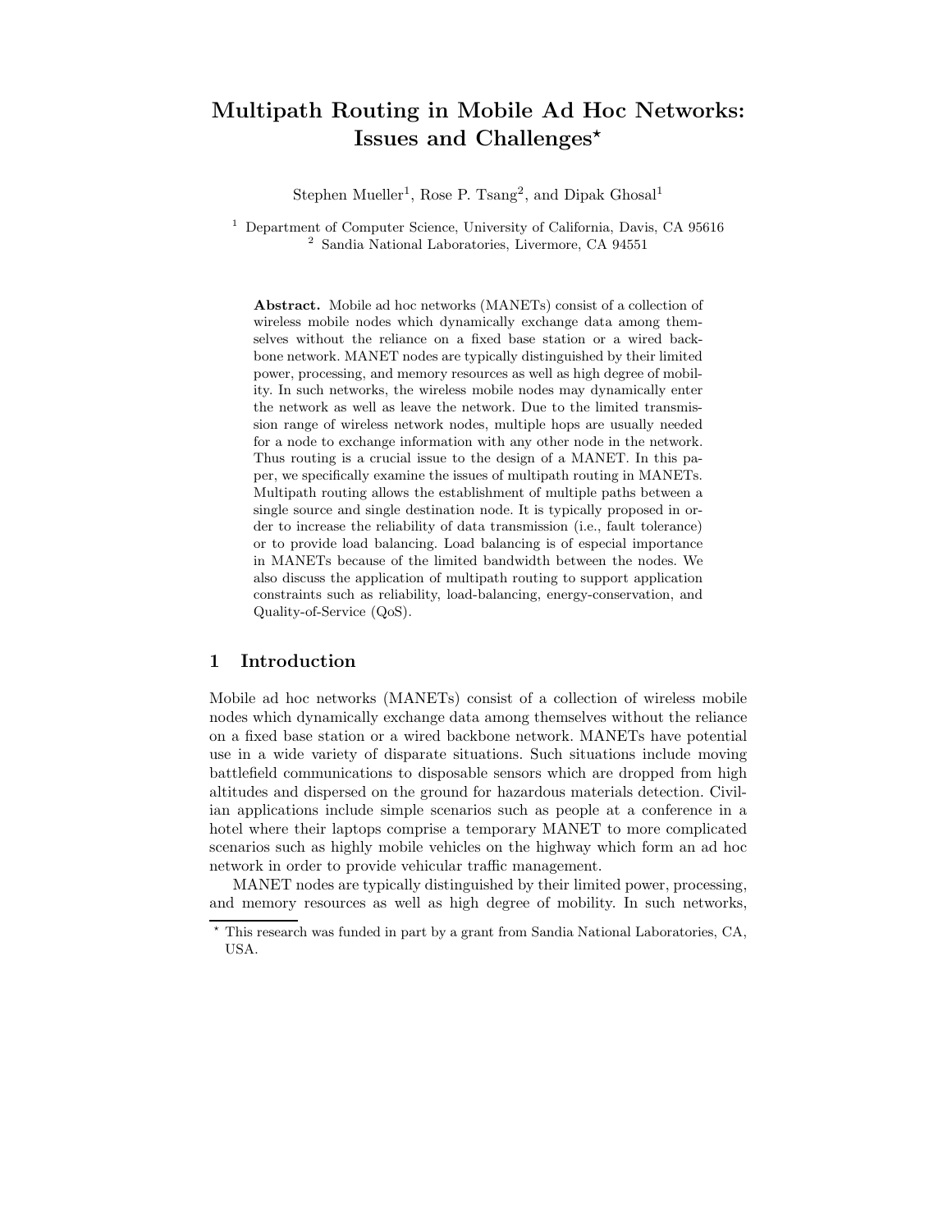# Multipath Routing in Mobile Ad Hoc Networks: Issues and Challenges*

Stephen Mueller[1], Rose P. Tsang[2], and Dipak Ghosal[1]

[1] Department of Computer Science, University of California, Davis, CA 95616
[2] Sandia National Laboratories, Livermore, CA 94551

**Abstract.** Mobile ad hoc networks (MANETs) consist of a collection of wireless mobile nodes which dynamically exchange data among themselves without the reliance on a fixed base station or a wired backbone network. MANET nodes are typically distinguished by their limited power, processing, and memory resources as well as high degree of mobility. In such networks, the wireless mobile nodes may dynamically enter the network as well as leave the network. Due to the limited transmission range of wireless network nodes, multiple hops are usually needed for a node to exchange information with any other node in the network. Thus routing is a crucial issue to the design of a MANET. In this paper, we specifically examine the issues of multipath routing in MANETs. Multipath routing allows the establishment of multiple paths between a single source and single destination node. It is typically proposed in order to increase the reliability of data transmission (i.e., fault tolerance) or to provide load balancing. Load balancing is of especial importance in MANETs because of the limited bandwidth between the nodes. We also discuss the application of multipath routing to support application constraints such as reliability, load-balancing, energy-conservation, and Quality-of-Service (QoS).

## 1 Introduction

Mobile ad hoc networks (MANETs) consist of a collection of wireless mobile nodes which dynamically exchange data among themselves without the reliance on a fixed base station or a wired backbone network. MANETs have potential use in a wide variety of disparate situations. Such situations include moving battlefield communications to disposable sensors which are dropped from high altitudes and dispersed on the ground for hazardous materials detection. Civilian applications include simple scenarios such as people at a conference in a hotel where their laptops comprise a temporary MANET to more complicated scenarios such as highly mobile vehicles on the highway which form an ad hoc network in order to provide vehicular traffic management.

MANET nodes are typically distinguished by their limited power, processing, and memory resources as well as high degree of mobility. In such networks,

* This research was funded in part by a grant from Sandia National Laboratories, CA, USA.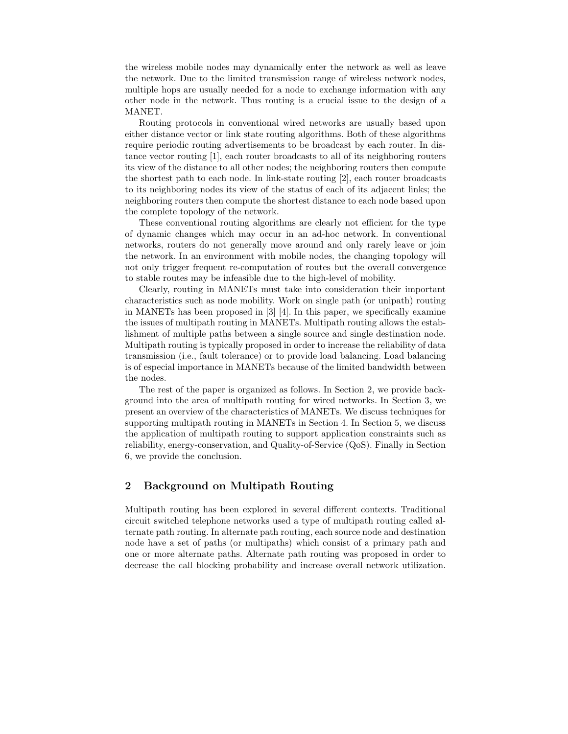the wireless mobile nodes may dynamically enter the network as well as leave the network. Due to the limited transmission range of wireless network nodes, multiple hops are usually needed for a node to exchange information with any other node in the network. Thus routing is a crucial issue to the design of a MANET.

Routing protocols in conventional wired networks are usually based upon either distance vector or link state routing algorithms. Both of these algorithms require periodic routing advertisements to be broadcast by each router. In distance vector routing [1], each router broadcasts to all of its neighboring routers its view of the distance to all other nodes; the neighboring routers then compute the shortest path to each node. In link-state routing [2], each router broadcasts to its neighboring nodes its view of the status of each of its adjacent links; the neighboring routers then compute the shortest distance to each node based upon the complete topology of the network.

These conventional routing algorithms are clearly not efficient for the type of dynamic changes which may occur in an ad-hoc network. In conventional networks, routers do not generally move around and only rarely leave or join the network. In an environment with mobile nodes, the changing topology will not only trigger frequent re-computation of routes but the overall convergence to stable routes may be infeasible due to the high-level of mobility.

Clearly, routing in MANETs must take into consideration their important characteristics such as node mobility. Work on single path (or unipath) routing in MANETs has been proposed in [3] [4]. In this paper, we specifically examine the issues of multipath routing in MANETs. Multipath routing allows the establishment of multiple paths between a single source and single destination node. Multipath routing is typically proposed in order to increase the reliability of data transmission (i.e., fault tolerance) or to provide load balancing. Load balancing is of especial importance in MANETs because of the limited bandwidth between the nodes.

The rest of the paper is organized as follows. In Section 2, we provide background into the area of multipath routing for wired networks. In Section 3, we present an overview of the characteristics of MANETs. We discuss techniques for supporting multipath routing in MANETs in Section 4. In Section 5, we discuss the application of multipath routing to support application constraints such as reliability, energy-conservation, and Quality-of-Service (QoS). Finally in Section 6, we provide the conclusion.

## 2 Background on Multipath Routing

Multipath routing has been explored in several different contexts. Traditional circuit switched telephone networks used a type of multipath routing called alternate path routing. In alternate path routing, each source node and destination node have a set of paths (or multipaths) which consist of a primary path and one or more alternate paths. Alternate path routing was proposed in order to decrease the call blocking probability and increase overall network utilization.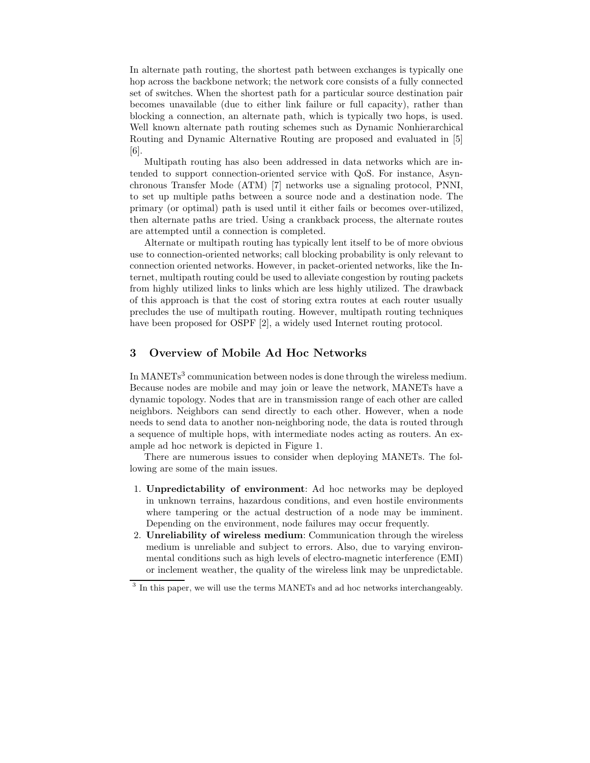In alternate path routing, the shortest path between exchanges is typically one hop across the backbone network; the network core consists of a fully connected set of switches. When the shortest path for a particular source destination pair becomes unavailable (due to either link failure or full capacity), rather than blocking a connection, an alternate path, which is typically two hops, is used. Well known alternate path routing schemes such as Dynamic Nonhierarchical Routing and Dynamic Alternative Routing are proposed and evaluated in [5] [6].

Multipath routing has also been addressed in data networks which are intended to support connection-oriented service with QoS. For instance, Asynchronous Transfer Mode (ATM) [7] networks use a signaling protocol, PNNI, to set up multiple paths between a source node and a destination node. The primary (or optimal) path is used until it either fails or becomes over-utilized, then alternate paths are tried. Using a crankback process, the alternate routes are attempted until a connection is completed.

Alternate or multipath routing has typically lent itself to be of more obvious use to connection-oriented networks; call blocking probability is only relevant to connection oriented networks. However, in packet-oriented networks, like the Internet, multipath routing could be used to alleviate congestion by routing packets from highly utilized links to links which are less highly utilized. The drawback of this approach is that the cost of storing extra routes at each router usually precludes the use of multipath routing. However, multipath routing techniques have been proposed for OSPF [2], a widely used Internet routing protocol.

## 3 Overview of Mobile Ad Hoc Networks

In MANETs[3] communication between nodes is done through the wireless medium. Because nodes are mobile and may join or leave the network, MANETs have a dynamic topology. Nodes that are in transmission range of each other are called neighbors. Neighbors can send directly to each other. However, when a node needs to send data to another non-neighboring node, the data is routed through a sequence of multiple hops, with intermediate nodes acting as routers. An example ad hoc network is depicted in Figure 1.

There are numerous issues to consider when deploying MANETs. The following are some of the main issues.

1. **Unpredictability of environment**: Ad hoc networks may be deployed in unknown terrains, hazardous conditions, and even hostile environments where tampering or the actual destruction of a node may be imminent. Depending on the environment, node failures may occur frequently.
2. **Unreliability of wireless medium**: Communication through the wireless medium is unreliable and subject to errors. Also, due to varying environmental conditions such as high levels of electro-magnetic interference (EMI) or inclement weather, the quality of the wireless link may be unpredictable.

[3] In this paper, we will use the terms MANETs and ad hoc networks interchangeably.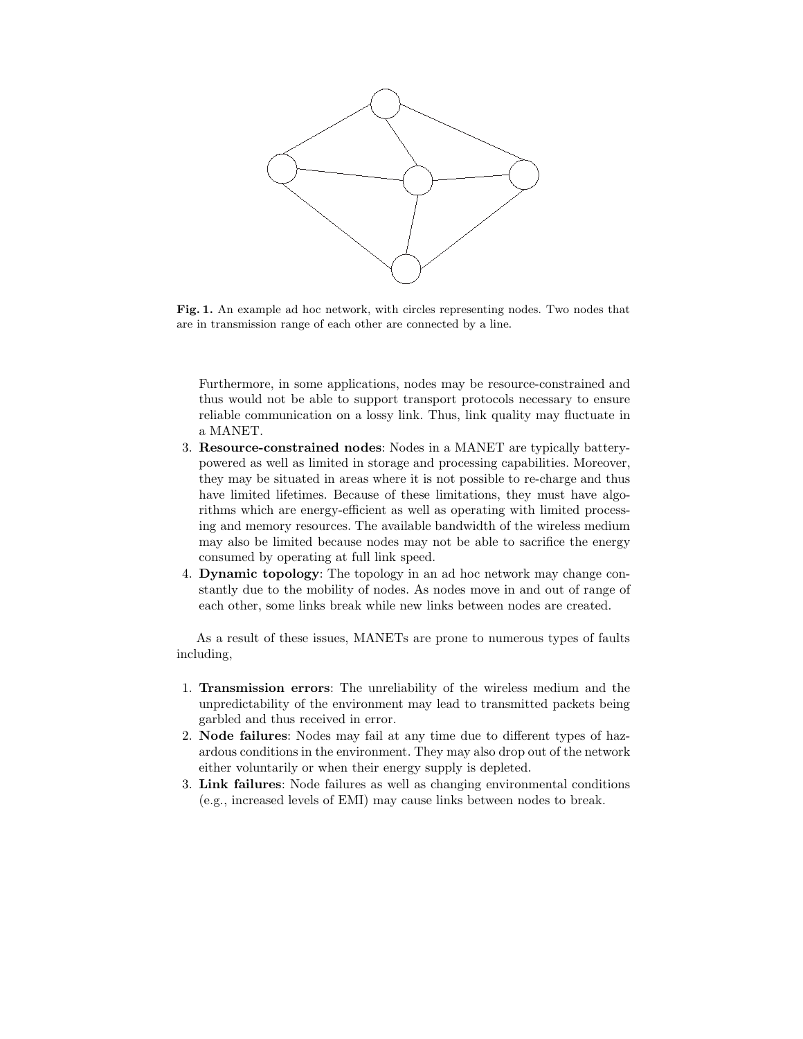**Fig. 1.** An example ad hoc network, with circles representing nodes. Two nodes that are in transmission range of each other are connected by a line.

Furthermore, in some applications, nodes may be resource-constrained and thus would not be able to support transport protocols necessary to ensure reliable communication on a lossy link. Thus, link quality may fluctuate in a MANET.

3. **Resource-constrained nodes**: Nodes in a MANET are typically battery-powered as well as limited in storage and processing capabilities. Moreover, they may be situated in areas where it is not possible to re-charge and thus have limited lifetimes. Because of these limitations, they must have algorithms which are energy-efficient as well as operating with limited processing and memory resources. The available bandwidth of the wireless medium may also be limited because nodes may not be able to sacrifice the energy consumed by operating at full link speed.
4. **Dynamic topology**: The topology in an ad hoc network may change constantly due to the mobility of nodes. As nodes move in and out of range of each other, some links break while new links between nodes are created.

As a result of these issues, MANETs are prone to numerous types of faults including,

1. **Transmission errors**: The unreliability of the wireless medium and the unpredictability of the environment may lead to transmitted packets being garbled and thus received in error.
2. **Node failures**: Nodes may fail at any time due to different types of hazardous conditions in the environment. They may also drop out of the network either voluntarily or when their energy supply is depleted.
3. **Link failures**: Node failures as well as changing environmental conditions (e.g., increased levels of EMI) may cause links between nodes to break.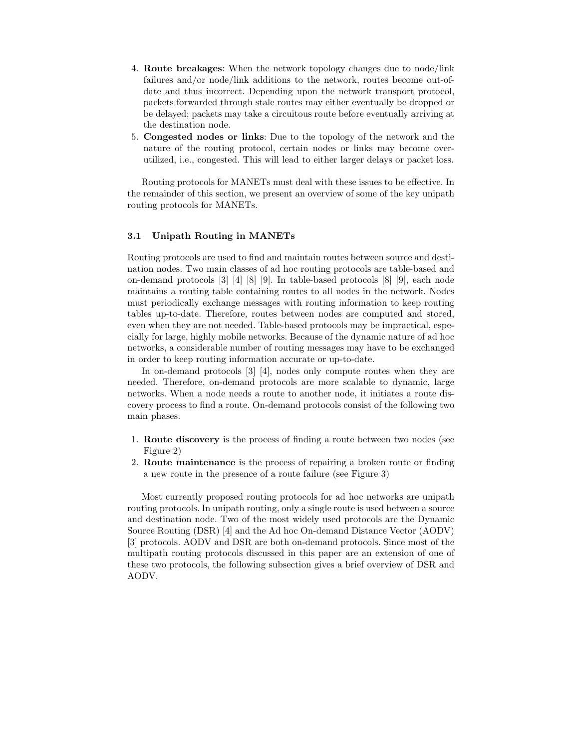4. **Route breakages**: When the network topology changes due to node/link failures and/or node/link additions to the network, routes become out-of-date and thus incorrect. Depending upon the network transport protocol, packets forwarded through stale routes may either eventually be dropped or be delayed; packets may take a circuitous route before eventually arriving at the destination node.
5. **Congested nodes or links**: Due to the topology of the network and the nature of the routing protocol, certain nodes or links may become over-utilized, i.e., congested. This will lead to either larger delays or packet loss.

Routing protocols for MANETs must deal with these issues to be effective. In the remainder of this section, we present an overview of some of the key unipath routing protocols for MANETs.

### 3.1 Unipath Routing in MANETs

Routing protocols are used to find and maintain routes between source and destination nodes. Two main classes of ad hoc routing protocols are table-based and on-demand protocols [3] [4] [8] [9]. In table-based protocols [8] [9], each node maintains a routing table containing routes to all nodes in the network. Nodes must periodically exchange messages with routing information to keep routing tables up-to-date. Therefore, routes between nodes are computed and stored, even when they are not needed. Table-based protocols may be impractical, especially for large, highly mobile networks. Because of the dynamic nature of ad hoc networks, a considerable number of routing messages may have to be exchanged in order to keep routing information accurate or up-to-date.

In on-demand protocols [3] [4], nodes only compute routes when they are needed. Therefore, on-demand protocols are more scalable to dynamic, large networks. When a node needs a route to another node, it initiates a route discovery process to find a route. On-demand protocols consist of the following two main phases.

1. **Route discovery** is the process of finding a route between two nodes (see Figure 2)
2. **Route maintenance** is the process of repairing a broken route or finding a new route in the presence of a route failure (see Figure 3)

Most currently proposed routing protocols for ad hoc networks are unipath routing protocols. In unipath routing, only a single route is used between a source and destination node. Two of the most widely used protocols are the Dynamic Source Routing (DSR) [4] and the Ad hoc On-demand Distance Vector (AODV) [3] protocols. AODV and DSR are both on-demand protocols. Since most of the multipath routing protocols discussed in this paper are an extension of one of these two protocols, the following subsection gives a brief overview of DSR and AODV.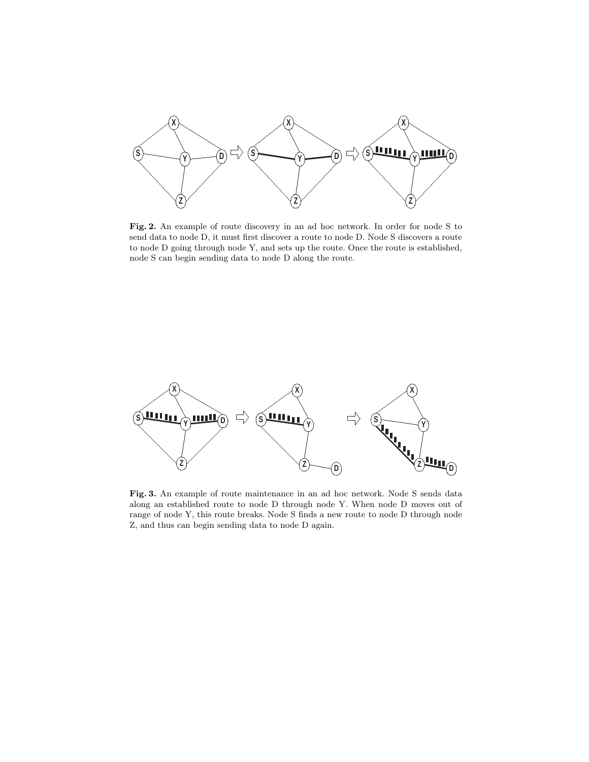**Fig. 2.** An example of route discovery in an ad hoc network. In order for node S to send data to node D, it must first discover a route to node D. Node S discovers a route to node D going through node Y, and sets up the route. Once the route is established, node S can begin sending data to node D along the route.

**Fig. 3.** An example of route maintenance in an ad hoc network. Node S sends data along an established route to node D through node Y. When node D moves out of range of node Y, this route breaks. Node S finds a new route to node D through node Z, and thus can begin sending data to node D again.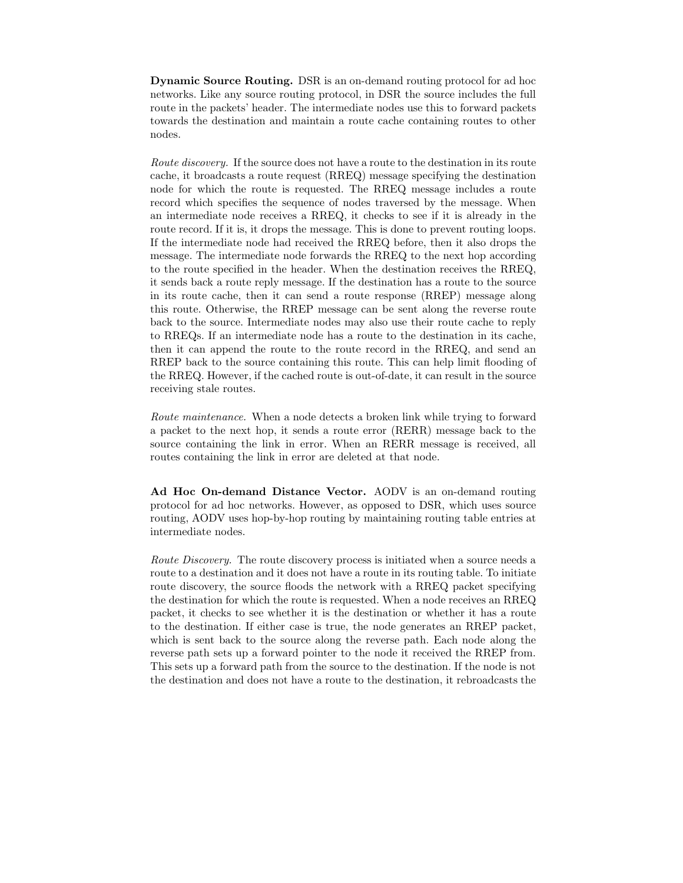**Dynamic Source Routing.** DSR is an on-demand routing protocol for ad hoc networks. Like any source routing protocol, in DSR the source includes the full route in the packets' header. The intermediate nodes use this to forward packets towards the destination and maintain a route cache containing routes to other nodes.

*Route discovery.* If the source does not have a route to the destination in its route cache, it broadcasts a route request (RREQ) message specifying the destination node for which the route is requested. The RREQ message includes a route record which specifies the sequence of nodes traversed by the message. When an intermediate node receives a RREQ, it checks to see if it is already in the route record. If it is, it drops the message. This is done to prevent routing loops. If the intermediate node had received the RREQ before, then it also drops the message. The intermediate node forwards the RREQ to the next hop according to the route specified in the header. When the destination receives the RREQ, it sends back a route reply message. If the destination has a route to the source in its route cache, then it can send a route response (RREP) message along this route. Otherwise, the RREP message can be sent along the reverse route back to the source. Intermediate nodes may also use their route cache to reply to RREQs. If an intermediate node has a route to the destination in its cache, then it can append the route to the route record in the RREQ, and send an RREP back to the source containing this route. This can help limit flooding of the RREQ. However, if the cached route is out-of-date, it can result in the source receiving stale routes.

*Route maintenance.* When a node detects a broken link while trying to forward a packet to the next hop, it sends a route error (RERR) message back to the source containing the link in error. When an RERR message is received, all routes containing the link in error are deleted at that node.

**Ad Hoc On-demand Distance Vector.** AODV is an on-demand routing protocol for ad hoc networks. However, as opposed to DSR, which uses source routing, AODV uses hop-by-hop routing by maintaining routing table entries at intermediate nodes.

*Route Discovery.* The route discovery process is initiated when a source needs a route to a destination and it does not have a route in its routing table. To initiate route discovery, the source floods the network with a RREQ packet specifying the destination for which the route is requested. When a node receives an RREQ packet, it checks to see whether it is the destination or whether it has a route to the destination. If either case is true, the node generates an RREP packet, which is sent back to the source along the reverse path. Each node along the reverse path sets up a forward pointer to the node it received the RREP from. This sets up a forward path from the source to the destination. If the node is not the destination and does not have a route to the destination, it rebroadcasts the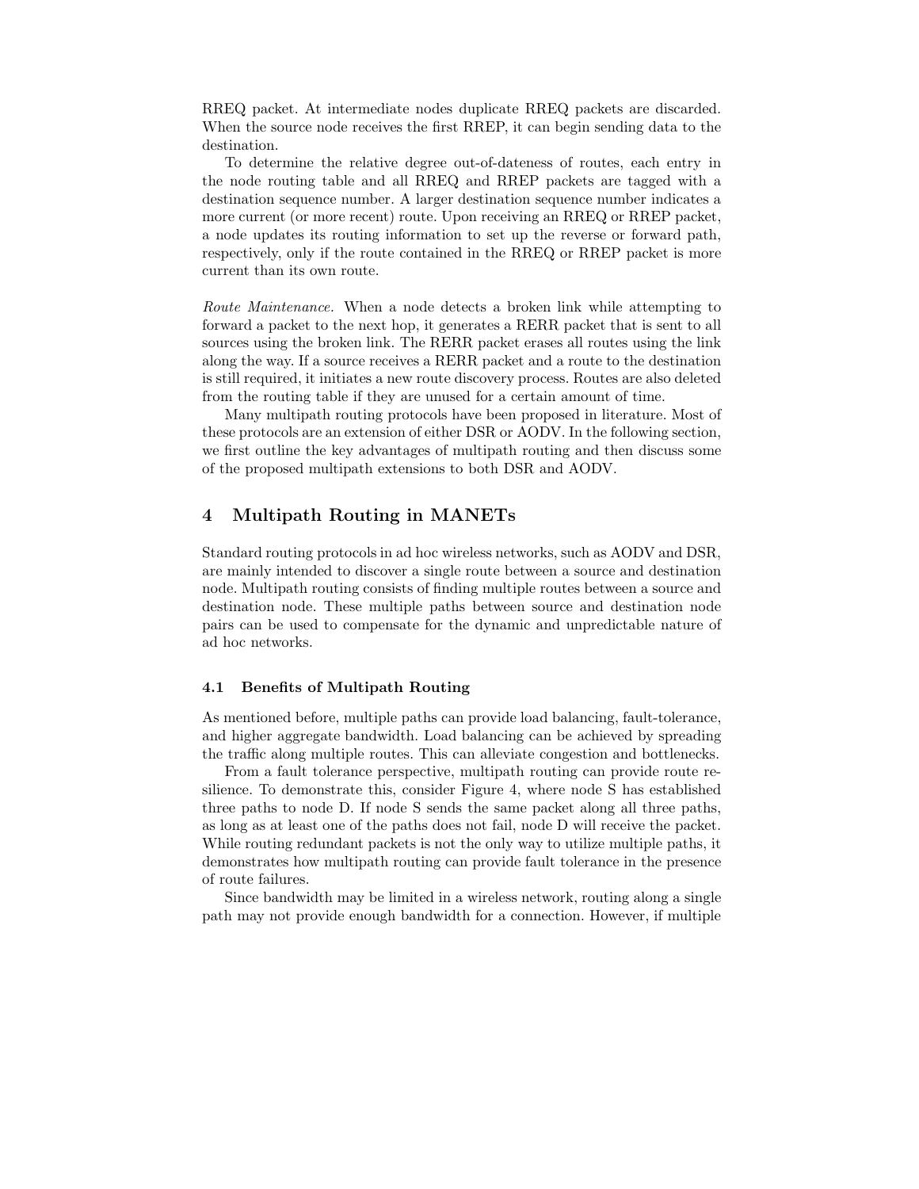RREQ packet. At intermediate nodes duplicate RREQ packets are discarded. When the source node receives the first RREP, it can begin sending data to the destination.

To determine the relative degree out-of-dateness of routes, each entry in the node routing table and all RREQ and RREP packets are tagged with a destination sequence number. A larger destination sequence number indicates a more current (or more recent) route. Upon receiving an RREQ or RREP packet, a node updates its routing information to set up the reverse or forward path, respectively, only if the route contained in the RREQ or RREP packet is more current than its own route.

*Route Maintenance.* When a node detects a broken link while attempting to forward a packet to the next hop, it generates a RERR packet that is sent to all sources using the broken link. The RERR packet erases all routes using the link along the way. If a source receives a RERR packet and a route to the destination is still required, it initiates a new route discovery process. Routes are also deleted from the routing table if they are unused for a certain amount of time.

Many multipath routing protocols have been proposed in literature. Most of these protocols are an extension of either DSR or AODV. In the following section, we first outline the key advantages of multipath routing and then discuss some of the proposed multipath extensions to both DSR and AODV.

## 4 Multipath Routing in MANETs

Standard routing protocols in ad hoc wireless networks, such as AODV and DSR, are mainly intended to discover a single route between a source and destination node. Multipath routing consists of finding multiple routes between a source and destination node. These multiple paths between source and destination node pairs can be used to compensate for the dynamic and unpredictable nature of ad hoc networks.

### 4.1 Benefits of Multipath Routing

As mentioned before, multiple paths can provide load balancing, fault-tolerance, and higher aggregate bandwidth. Load balancing can be achieved by spreading the traffic along multiple routes. This can alleviate congestion and bottlenecks.

From a fault tolerance perspective, multipath routing can provide route resilience. To demonstrate this, consider Figure 4, where node S has established three paths to node D. If node S sends the same packet along all three paths, as long as at least one of the paths does not fail, node D will receive the packet. While routing redundant packets is not the only way to utilize multiple paths, it demonstrates how multipath routing can provide fault tolerance in the presence of route failures.

Since bandwidth may be limited in a wireless network, routing along a single path may not provide enough bandwidth for a connection. However, if multiple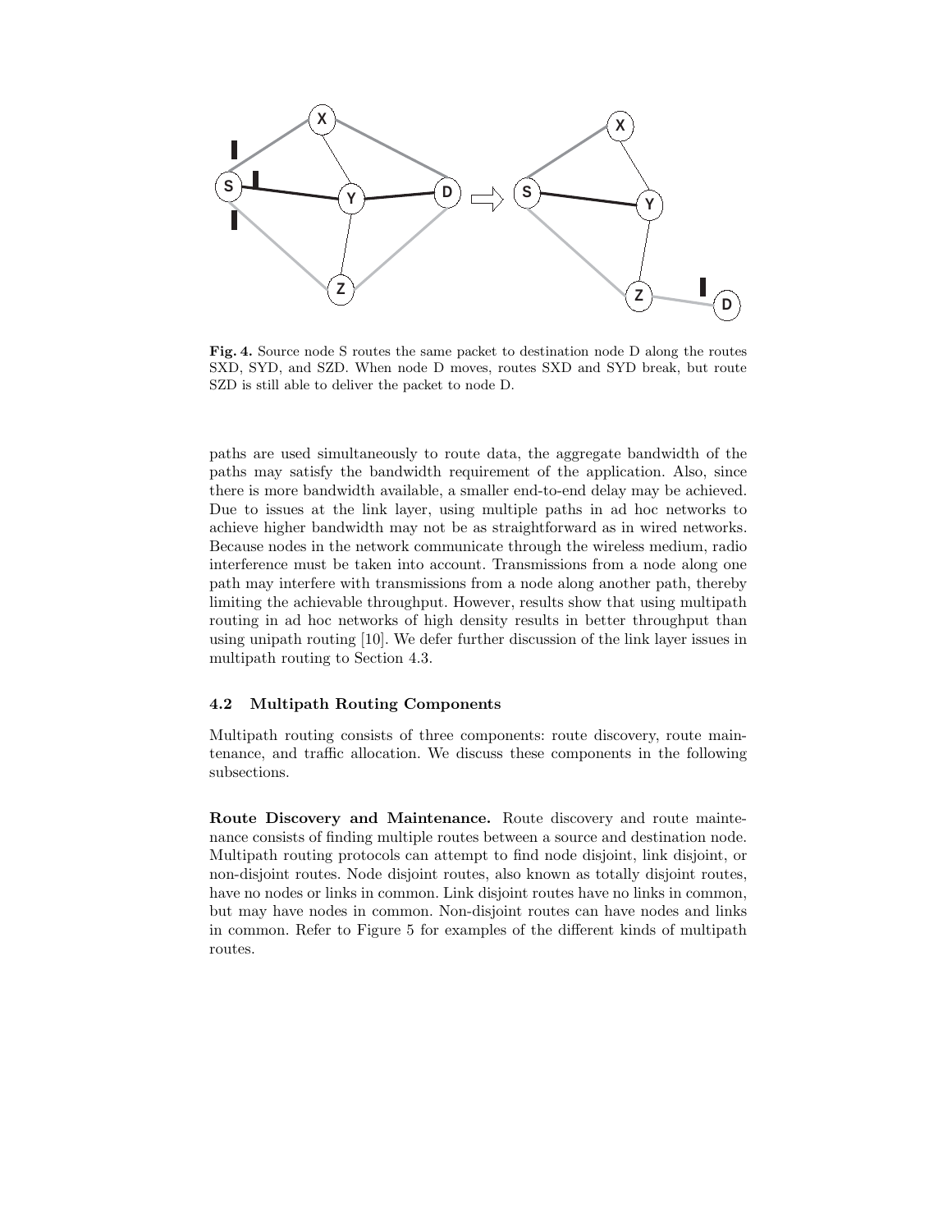X

S

Y

D

Z

X

S

Y

Z

D

**Fig. 4.** Source node S routes the same packet to destination node D along the routes SXD, SYD, and SZD. When node D moves, routes SXD and SYD break, but route SZD is still able to deliver the packet to node D.

paths are used simultaneously to route data, the aggregate bandwidth of the paths may satisfy the bandwidth requirement of the application. Also, since there is more bandwidth available, a smaller end-to-end delay may be achieved. Due to issues at the link layer, using multiple paths in ad hoc networks to achieve higher bandwidth may not be as straightforward as in wired networks. Because nodes in the network communicate through the wireless medium, radio interference must be taken into account. Transmissions from a node along one path may interfere with transmissions from a node along another path, thereby limiting the achievable throughput. However, results show that using multipath routing in ad hoc networks of high density results in better throughput than using unipath routing [10]. We defer further discussion of the link layer issues in multipath routing to Section 4.3.

### 4.2 Multipath Routing Components

Multipath routing consists of three components: route discovery, route maintenance, and traffic allocation. We discuss these components in the following subsections.

**Route Discovery and Maintenance.** Route discovery and route maintenance consists of finding multiple routes between a source and destination node. Multipath routing protocols can attempt to find node disjoint, link disjoint, or non-disjoint routes. Node disjoint routes, also known as totally disjoint routes, have no nodes or links in common. Link disjoint routes have no links in common, but may have nodes in common. Non-disjoint routes can have nodes and links in common. Refer to Figure 5 for examples of the different kinds of multipath routes.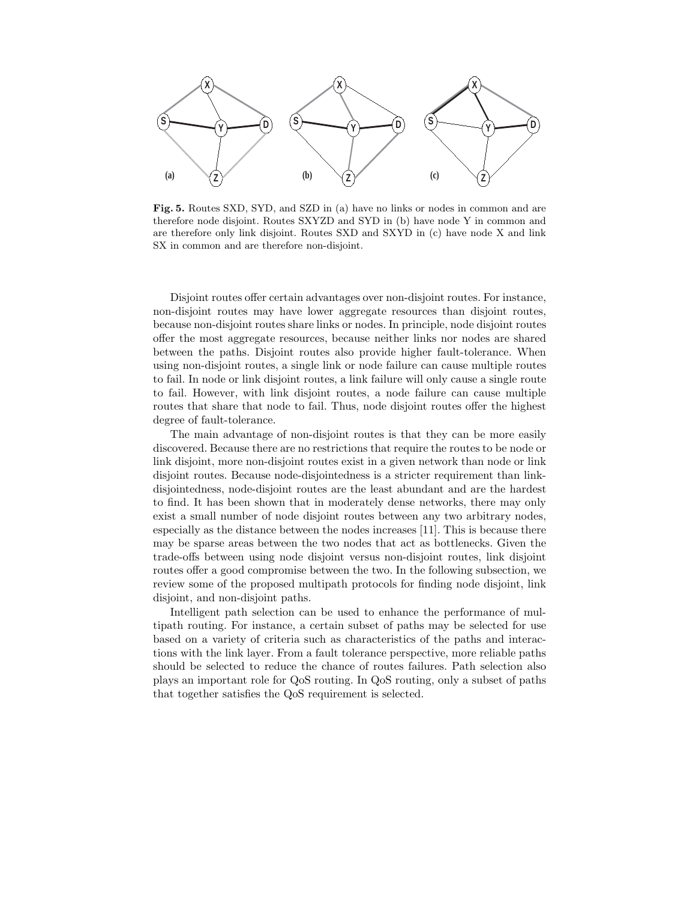**Fig. 5.** Routes SXD, SYD, and SZD in (a) have no links or nodes in common and are therefore node disjoint. Routes SXYZD and SYD in (b) have node Y in common and are therefore only link disjoint. Routes SXD and SXYD in (c) have node X and link SX in common and are therefore non-disjoint.

Disjoint routes offer certain advantages over non-disjoint routes. For instance, non-disjoint routes may have lower aggregate resources than disjoint routes, because non-disjoint routes share links or nodes. In principle, node disjoint routes offer the most aggregate resources, because neither links nor nodes are shared between the paths. Disjoint routes also provide higher fault-tolerance. When using non-disjoint routes, a single link or node failure can cause multiple routes to fail. In node or link disjoint routes, a link failure will only cause a single route to fail. However, with link disjoint routes, a node failure can cause multiple routes that share that node to fail. Thus, node disjoint routes offer the highest degree of fault-tolerance.

The main advantage of non-disjoint routes is that they can be more easily discovered. Because there are no restrictions that require the routes to be node or link disjoint, more non-disjoint routes exist in a given network than node or link disjoint routes. Because node-disjointedness is a stricter requirement than link-disjointedness, node-disjoint routes are the least abundant and are the hardest to find. It has been shown that in moderately dense networks, there may only exist a small number of node disjoint routes between any two arbitrary nodes, especially as the distance between the nodes increases [11]. This is because there may be sparse areas between the two nodes that act as bottlenecks. Given the trade-offs between using node disjoint versus non-disjoint routes, link disjoint routes offer a good compromise between the two. In the following subsection, we review some of the proposed multipath protocols for finding node disjoint, link disjoint, and non-disjoint paths.

Intelligent path selection can be used to enhance the performance of multipath routing. For instance, a certain subset of paths may be selected for use based on a variety of criteria such as characteristics of the paths and interactions with the link layer. From a fault tolerance perspective, more reliable paths should be selected to reduce the chance of routes failures. Path selection also plays an important role for QoS routing. In QoS routing, only a subset of paths that together satisfies the QoS requirement is selected.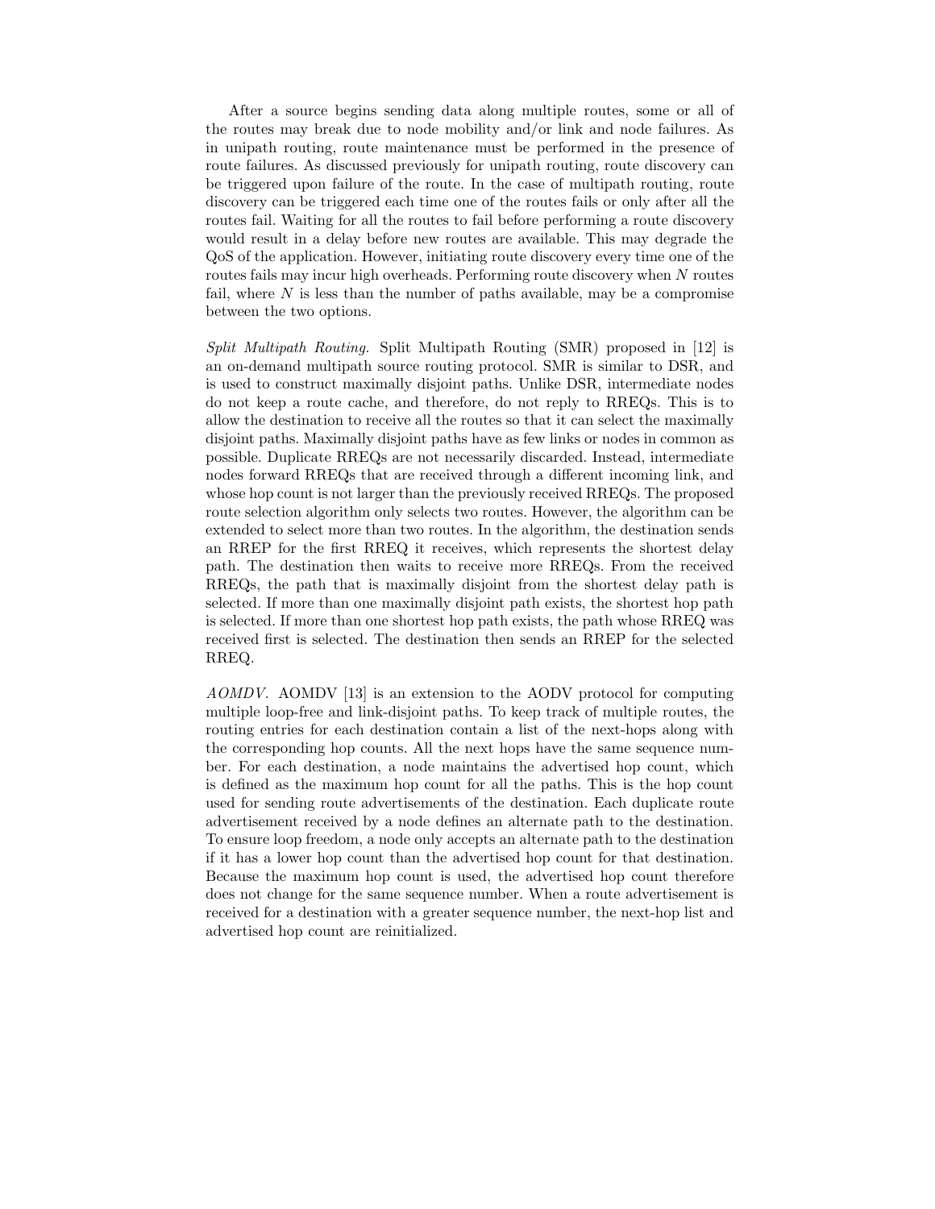After a source begins sending data along multiple routes, some or all of the routes may break due to node mobility and/or link and node failures. As in unipath routing, route maintenance must be performed in the presence of route failures. As discussed previously for unipath routing, route discovery can be triggered upon failure of the route. In the case of multipath routing, route discovery can be triggered each time one of the routes fails or only after all the routes fail. Waiting for all the routes to fail before performing a route discovery would result in a delay before new routes are available. This may degrade the QoS of the application. However, initiating route discovery every time one of the routes fails may incur high overheads. Performing route discovery when $N$ routes fail, where $N$ is less than the number of paths available, may be a compromise between the two options.

*Split Multipath Routing.* Split Multipath Routing (SMR) proposed in [12] is an on-demand multipath source routing protocol. SMR is similar to DSR, and is used to construct maximally disjoint paths. Unlike DSR, intermediate nodes do not keep a route cache, and therefore, do not reply to RREQs. This is to allow the destination to receive all the routes so that it can select the maximally disjoint paths. Maximally disjoint paths have as few links or nodes in common as possible. Duplicate RREQs are not necessarily discarded. Instead, intermediate nodes forward RREQs that are received through a different incoming link, and whose hop count is not larger than the previously received RREQs. The proposed route selection algorithm only selects two routes. However, the algorithm can be extended to select more than two routes. In the algorithm, the destination sends an RREP for the first RREQ it receives, which represents the shortest delay path. The destination then waits to receive more RREQs. From the received RREQs, the path that is maximally disjoint from the shortest delay path is selected. If more than one maximally disjoint path exists, the shortest hop path is selected. If more than one shortest hop path exists, the path whose RREQ was received first is selected. The destination then sends an RREP for the selected RREQ.

*AOMDV.* AOMDV [13] is an extension to the AODV protocol for computing multiple loop-free and link-disjoint paths. To keep track of multiple routes, the routing entries for each destination contain a list of the next-hops along with the corresponding hop counts. All the next hops have the same sequence number. For each destination, a node maintains the advertised hop count, which is defined as the maximum hop count for all the paths. This is the hop count used for sending route advertisements of the destination. Each duplicate route advertisement received by a node defines an alternate path to the destination. To ensure loop freedom, a node only accepts an alternate path to the destination if it has a lower hop count than the advertised hop count for that destination. Because the maximum hop count is used, the advertised hop count therefore does not change for the same sequence number. When a route advertisement is received for a destination with a greater sequence number, the next-hop list and advertised hop count are reinitialized.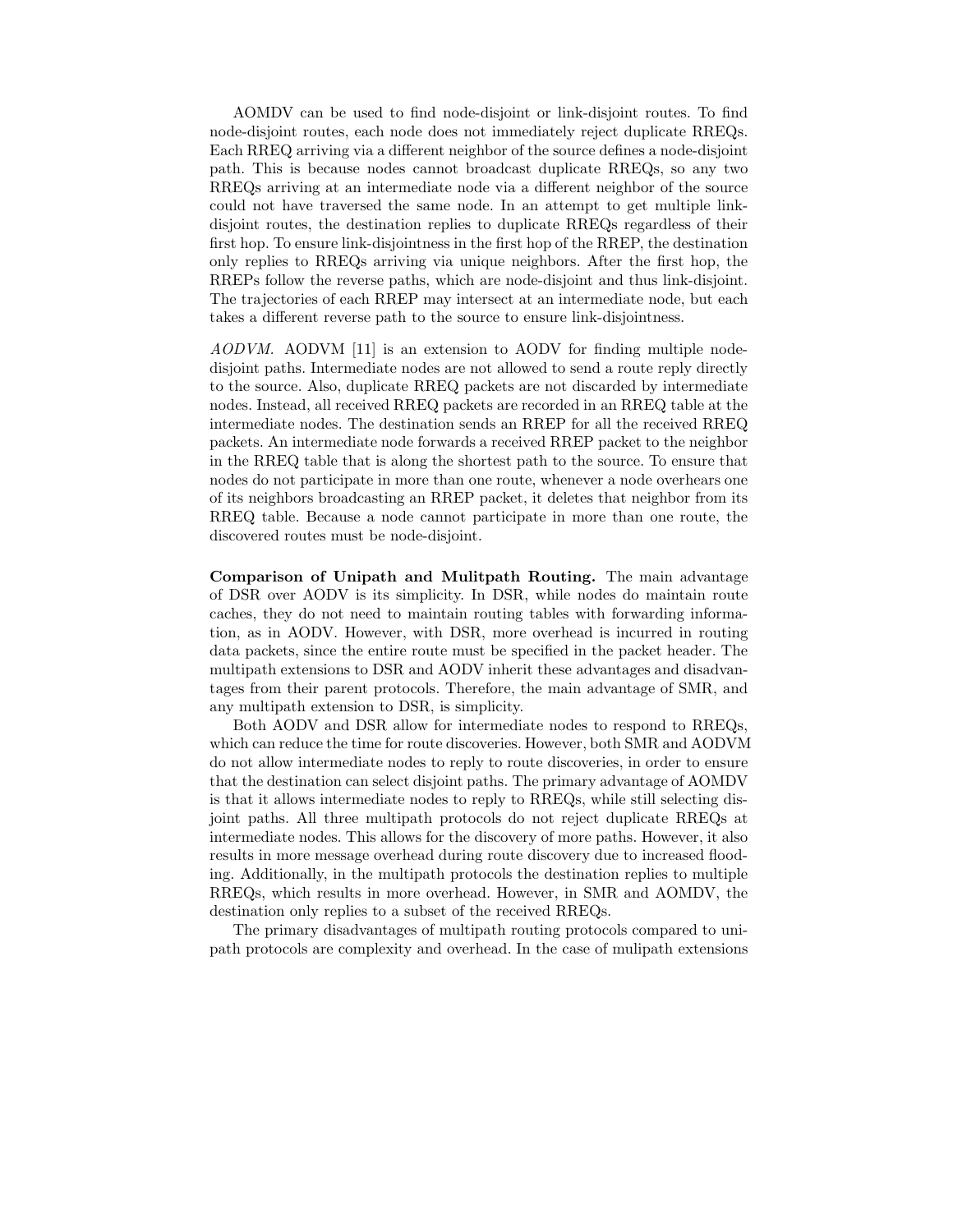AOMDV can be used to find node-disjoint or link-disjoint routes. To find node-disjoint routes, each node does not immediately reject duplicate RREQs. Each RREQ arriving via a different neighbor of the source defines a node-disjoint path. This is because nodes cannot broadcast duplicate RREQs, so any two RREQs arriving at an intermediate node via a different neighbor of the source could not have traversed the same node. In an attempt to get multiple link-disjoint routes, the destination replies to duplicate RREQs regardless of their first hop. To ensure link-disjointness in the first hop of the RREP, the destination only replies to RREQs arriving via unique neighbors. After the first hop, the RREPs follow the reverse paths, which are node-disjoint and thus link-disjoint. The trajectories of each RREP may intersect at an intermediate node, but each takes a different reverse path to the source to ensure link-disjointness.

*AODVM.* AODVM [11] is an extension to AODV for finding multiple node-disjoint paths. Intermediate nodes are not allowed to send a route reply directly to the source. Also, duplicate RREQ packets are not discarded by intermediate nodes. Instead, all received RREQ packets are recorded in an RREQ table at the intermediate nodes. The destination sends an RREP for all the received RREQ packets. An intermediate node forwards a received RREP packet to the neighbor in the RREQ table that is along the shortest path to the source. To ensure that nodes do not participate in more than one route, whenever a node overhears one of its neighbors broadcasting an RREP packet, it deletes that neighbor from its RREQ table. Because a node cannot participate in more than one route, the discovered routes must be node-disjoint.

**Comparison of Unipath and Mulitpath Routing.** The main advantage of DSR over AODV is its simplicity. In DSR, while nodes do maintain route caches, they do not need to maintain routing tables with forwarding information, as in AODV. However, with DSR, more overhead is incurred in routing data packets, since the entire route must be specified in the packet header. The multipath extensions to DSR and AODV inherit these advantages and disadvantages from their parent protocols. Therefore, the main advantage of SMR, and any multipath extension to DSR, is simplicity.

Both AODV and DSR allow for intermediate nodes to respond to RREQs, which can reduce the time for route discoveries. However, both SMR and AODVM do not allow intermediate nodes to reply to route discoveries, in order to ensure that the destination can select disjoint paths. The primary advantage of AOMDV is that it allows intermediate nodes to reply to RREQs, while still selecting disjoint paths. All three multipath protocols do not reject duplicate RREQs at intermediate nodes. This allows for the discovery of more paths. However, it also results in more message overhead during route discovery due to increased flooding. Additionally, in the multipath protocols the destination replies to multiple RREQs, which results in more overhead. However, in SMR and AOMDV, the destination only replies to a subset of the received RREQs.

The primary disadvantages of multipath routing protocols compared to unipath protocols are complexity and overhead. In the case of mulipath extensions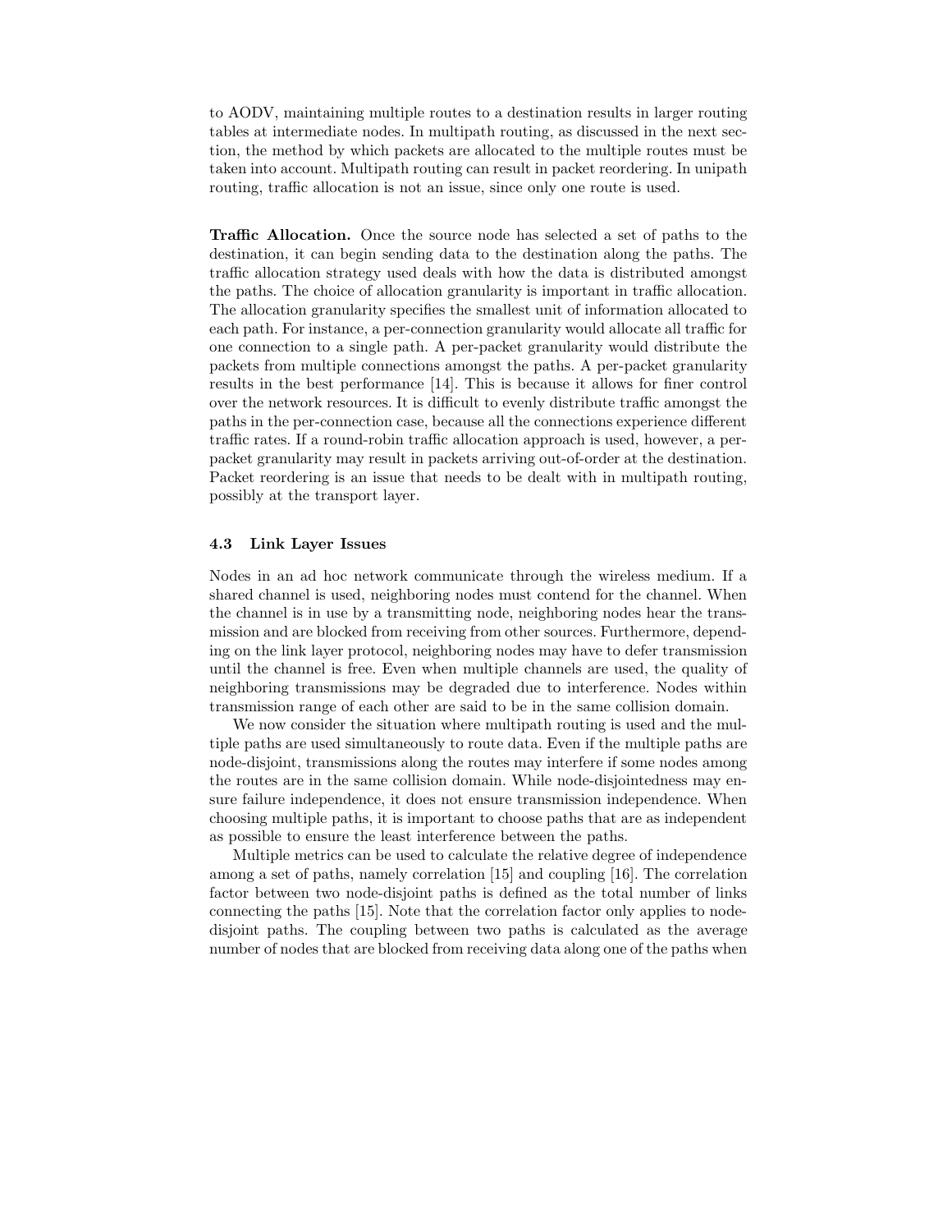to AODV, maintaining multiple routes to a destination results in larger routing tables at intermediate nodes. In multipath routing, as discussed in the next section, the method by which packets are allocated to the multiple routes must be taken into account. Multipath routing can result in packet reordering. In unipath routing, traffic allocation is not an issue, since only one route is used.

**Traffic Allocation.** Once the source node has selected a set of paths to the destination, it can begin sending data to the destination along the paths. The traffic allocation strategy used deals with how the data is distributed amongst the paths. The choice of allocation granularity is important in traffic allocation. The allocation granularity specifies the smallest unit of information allocated to each path. For instance, a per-connection granularity would allocate all traffic for one connection to a single path. A per-packet granularity would distribute the packets from multiple connections amongst the paths. A per-packet granularity results in the best performance [14]. This is because it allows for finer control over the network resources. It is difficult to evenly distribute traffic amongst the paths in the per-connection case, because all the connections experience different traffic rates. If a round-robin traffic allocation approach is used, however, a per-packet granularity may result in packets arriving out-of-order at the destination. Packet reordering is an issue that needs to be dealt with in multipath routing, possibly at the transport layer.

### 4.3 Link Layer Issues

Nodes in an ad hoc network communicate through the wireless medium. If a shared channel is used, neighboring nodes must contend for the channel. When the channel is in use by a transmitting node, neighboring nodes hear the transmission and are blocked from receiving from other sources. Furthermore, depending on the link layer protocol, neighboring nodes may have to defer transmission until the channel is free. Even when multiple channels are used, the quality of neighboring transmissions may be degraded due to interference. Nodes within transmission range of each other are said to be in the same collision domain.

We now consider the situation where multipath routing is used and the multiple paths are used simultaneously to route data. Even if the multiple paths are node-disjoint, transmissions along the routes may interfere if some nodes among the routes are in the same collision domain. While node-disjointedness may ensure failure independence, it does not ensure transmission independence. When choosing multiple paths, it is important to choose paths that are as independent as possible to ensure the least interference between the paths.

Multiple metrics can be used to calculate the relative degree of independence among a set of paths, namely correlation [15] and coupling [16]. The correlation factor between two node-disjoint paths is defined as the total number of links connecting the paths [15]. Note that the correlation factor only applies to node-disjoint paths. The coupling between two paths is calculated as the average number of nodes that are blocked from receiving data along one of the paths when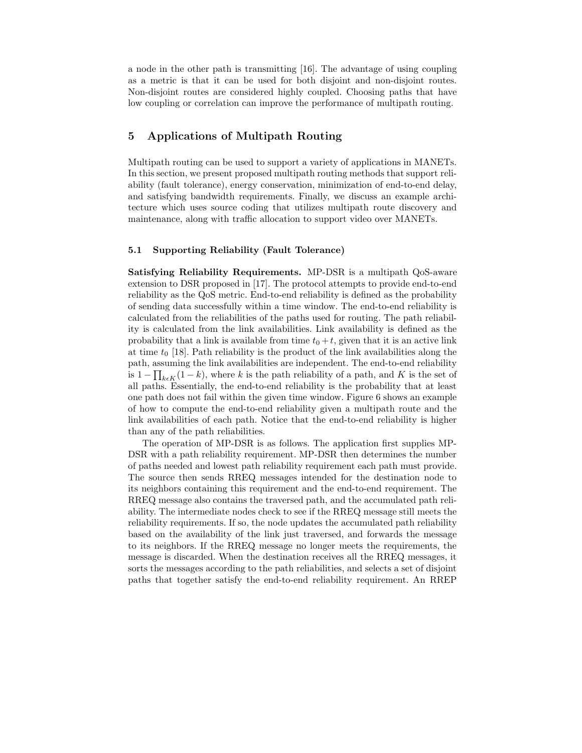a node in the other path is transmitting [16]. The advantage of using coupling as a metric is that it can be used for both disjoint and non-disjoint routes. Non-disjoint routes are considered highly coupled. Choosing paths that have low coupling or correlation can improve the performance of multipath routing.

## 5 Applications of Multipath Routing

Multipath routing can be used to support a variety of applications in MANETs. In this section, we present proposed multipath routing methods that support reliability (fault tolerance), energy conservation, minimization of end-to-end delay, and satisfying bandwidth requirements. Finally, we discuss an example architecture which uses source coding that utilizes multipath route discovery and maintenance, along with traffic allocation to support video over MANETs.

### 5.1 Supporting Reliability (Fault Tolerance)

**Satisfying Reliability Requirements.** MP-DSR is a multipath QoS-aware extension to DSR proposed in [17]. The protocol attempts to provide end-to-end reliability as the QoS metric. End-to-end reliability is defined as the probability of sending data successfully within a time window. The end-to-end reliability is calculated from the reliabilities of the paths used for routing. The path reliability is calculated from the link availabilities. Link availability is defined as the probability that a link is available from time $t_0 + t$, given that it is an active link at time $t_0$ [18]. Path reliability is the product of the link availabilities along the path, assuming the link availabilities are independent. The end-to-end reliability is $1 - \prod_{k \epsilon K}(1 - k)$, where $k$ is the path reliability of a path, and $K$ is the set of all paths. Essentially, the end-to-end reliability is the probability that at least one path does not fail within the given time window. Figure 6 shows an example of how to compute the end-to-end reliability given a multipath route and the link availabilities of each path. Notice that the end-to-end reliability is higher than any of the path reliabilities.

The operation of MP-DSR is as follows. The application first supplies MP-DSR with a path reliability requirement. MP-DSR then determines the number of paths needed and lowest path reliability requirement each path must provide. The source then sends RREQ messages intended for the destination node to its neighbors containing this requirement and the end-to-end requirement. The RREQ message also contains the traversed path, and the accumulated path reliability. The intermediate nodes check to see if the RREQ message still meets the reliability requirements. If so, the node updates the accumulated path reliability based on the availability of the link just traversed, and forwards the message to its neighbors. If the RREQ message no longer meets the requirements, the message is discarded. When the destination receives all the RREQ messages, it sorts the messages according to the path reliabilities, and selects a set of disjoint paths that together satisfy the end-to-end reliability requirement. An RREP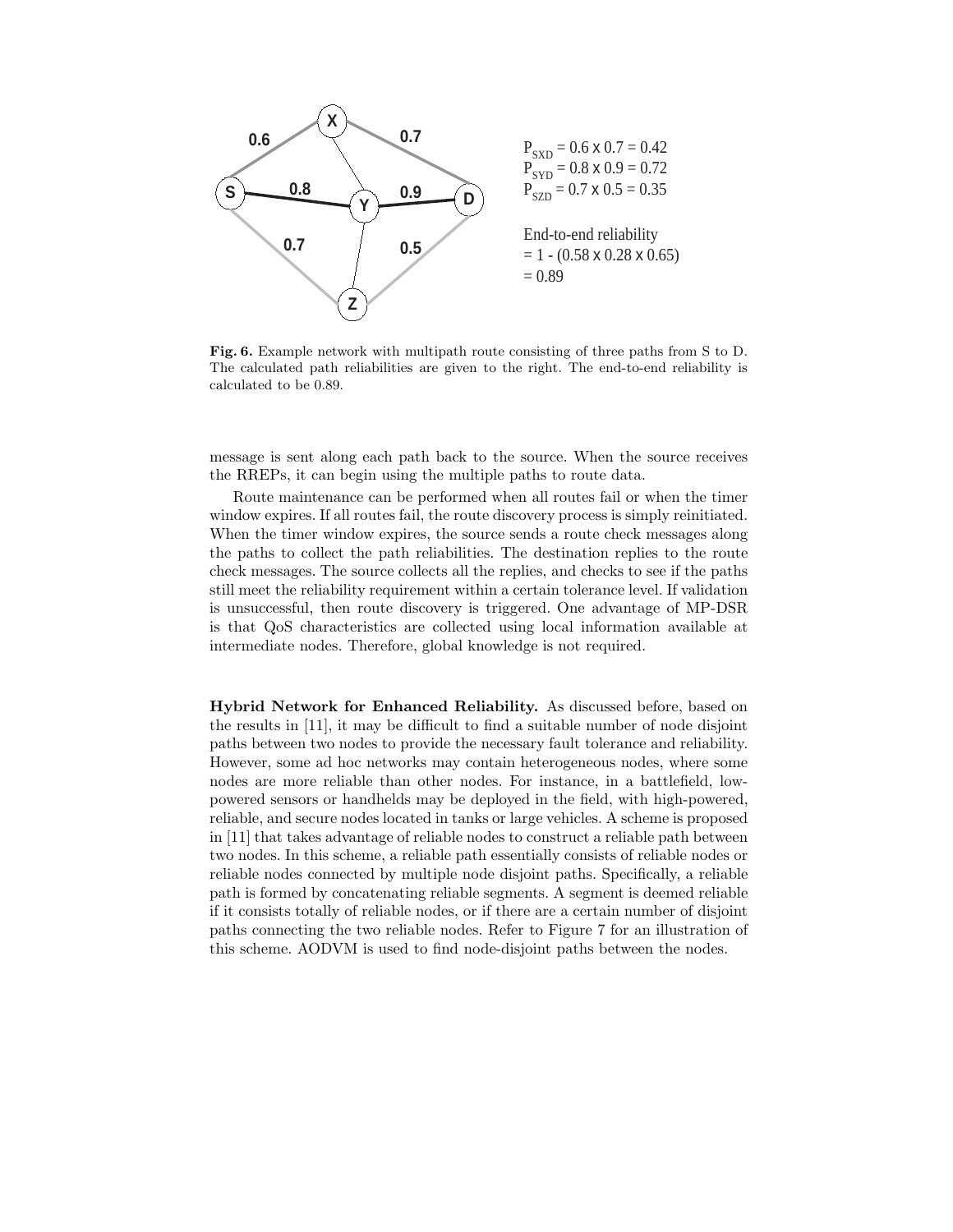S
X
Y
Z
D
0.6
0.7
0.8
0.9
0.7
0.5

$P_{SXD} = 0.6 \times 0.7 = 0.42$
$P_{SYD} = 0.8 \times 0.9 = 0.72$
$P_{SZD} = 0.7 \times 0.5 = 0.35$

End-to-end reliability
$= 1 - (0.58 \times 0.28 \times 0.65)$
$= 0.89$

**Fig. 6.** Example network with multipath route consisting of three paths from S to D. The calculated path reliabilities are given to the right. The end-to-end reliability is calculated to be 0.89.

message is sent along each path back to the source. When the source receives the RREPs, it can begin using the multiple paths to route data.

Route maintenance can be performed when all routes fail or when the timer window expires. If all routes fail, the route discovery process is simply reinitiated. When the timer window expires, the source sends a route check messages along the paths to collect the path reliabilities. The destination replies to the route check messages. The source collects all the replies, and checks to see if the paths still meet the reliability requirement within a certain tolerance level. If validation is unsuccessful, then route discovery is triggered. One advantage of MP-DSR is that QoS characteristics are collected using local information available at intermediate nodes. Therefore, global knowledge is not required.

**Hybrid Network for Enhanced Reliability.** As discussed before, based on the results in [11], it may be difficult to find a suitable number of node disjoint paths between two nodes to provide the necessary fault tolerance and reliability. However, some ad hoc networks may contain heterogeneous nodes, where some nodes are more reliable than other nodes. For instance, in a battlefield, low-powered sensors or handhelds may be deployed in the field, with high-powered, reliable, and secure nodes located in tanks or large vehicles. A scheme is proposed in [11] that takes advantage of reliable nodes to construct a reliable path between two nodes. In this scheme, a reliable path essentially consists of reliable nodes or reliable nodes connected by multiple node disjoint paths. Specifically, a reliable path is formed by concatenating reliable segments. A segment is deemed reliable if it consists totally of reliable nodes, or if there are a certain number of disjoint paths connecting the two reliable nodes. Refer to Figure 7 for an illustration of this scheme. AODVM is used to find node-disjoint paths between the nodes.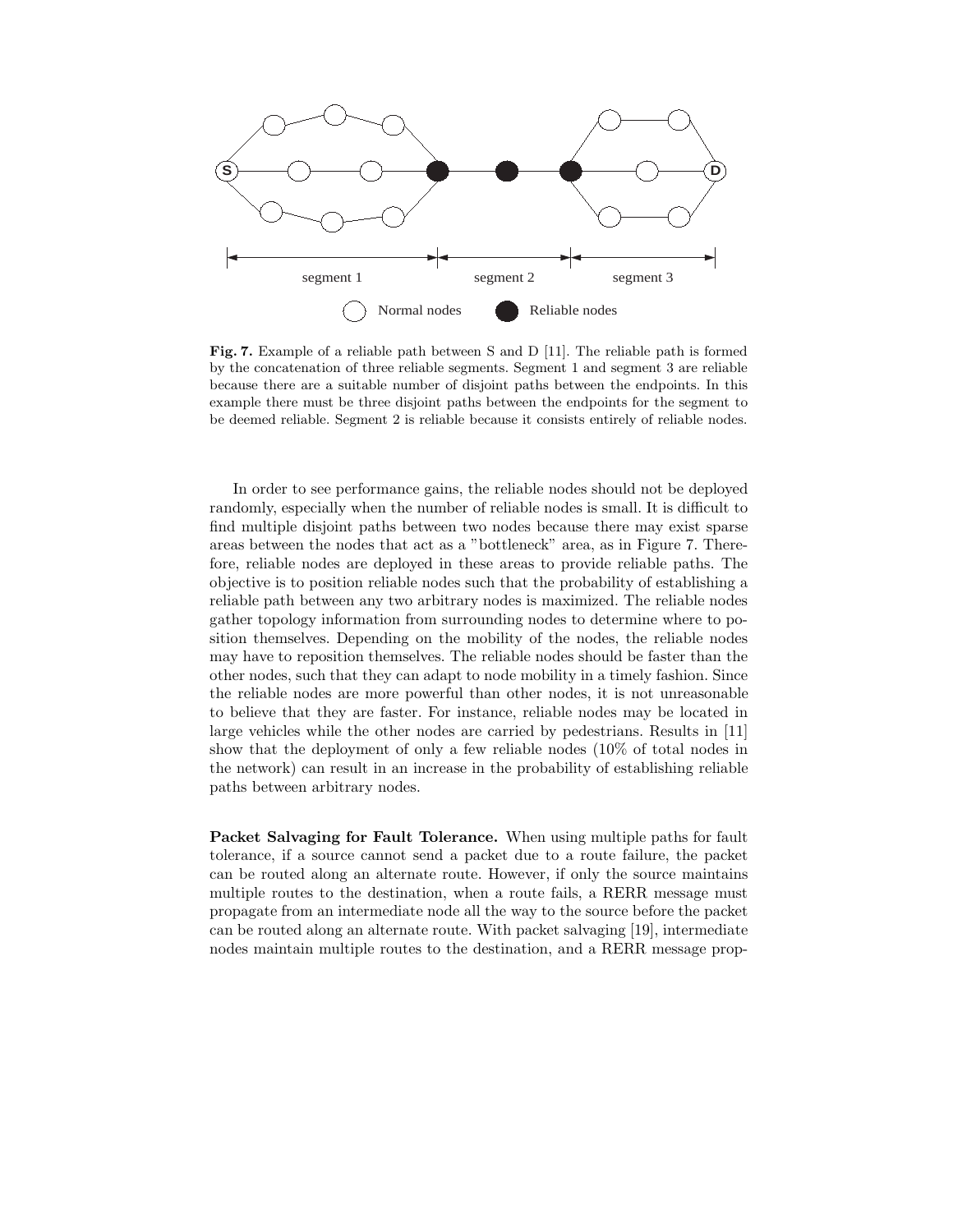**Fig. 7.** Example of a reliable path between S and D [11]. The reliable path is formed by the concatenation of three reliable segments. Segment 1 and segment 3 are reliable because there are a suitable number of disjoint paths between the endpoints. In this example there must be three disjoint paths between the endpoints for the segment to be deemed reliable. Segment 2 is reliable because it consists entirely of reliable nodes.

In order to see performance gains, the reliable nodes should not be deployed randomly, especially when the number of reliable nodes is small. It is difficult to find multiple disjoint paths between two nodes because there may exist sparse areas between the nodes that act as a "bottleneck" area, as in Figure 7. Therefore, reliable nodes are deployed in these areas to provide reliable paths. The objective is to position reliable nodes such that the probability of establishing a reliable path between any two arbitrary nodes is maximized. The reliable nodes gather topology information from surrounding nodes to determine where to position themselves. Depending on the mobility of the nodes, the reliable nodes may have to reposition themselves. The reliable nodes should be faster than the other nodes, such that they can adapt to node mobility in a timely fashion. Since the reliable nodes are more powerful than other nodes, it is not unreasonable to believe that they are faster. For instance, reliable nodes may be located in large vehicles while the other nodes are carried by pedestrians. Results in [11] show that the deployment of only a few reliable nodes (10% of total nodes in the network) can result in an increase in the probability of establishing reliable paths between arbitrary nodes.

**Packet Salvaging for Fault Tolerance.** When using multiple paths for fault tolerance, if a source cannot send a packet due to a route failure, the packet can be routed along an alternate route. However, if only the source maintains multiple routes to the destination, when a route fails, a RERR message must propagate from an intermediate node all the way to the source before the packet can be routed along an alternate route. With packet salvaging [19], intermediate nodes maintain multiple routes to the destination, and a RERR message prop-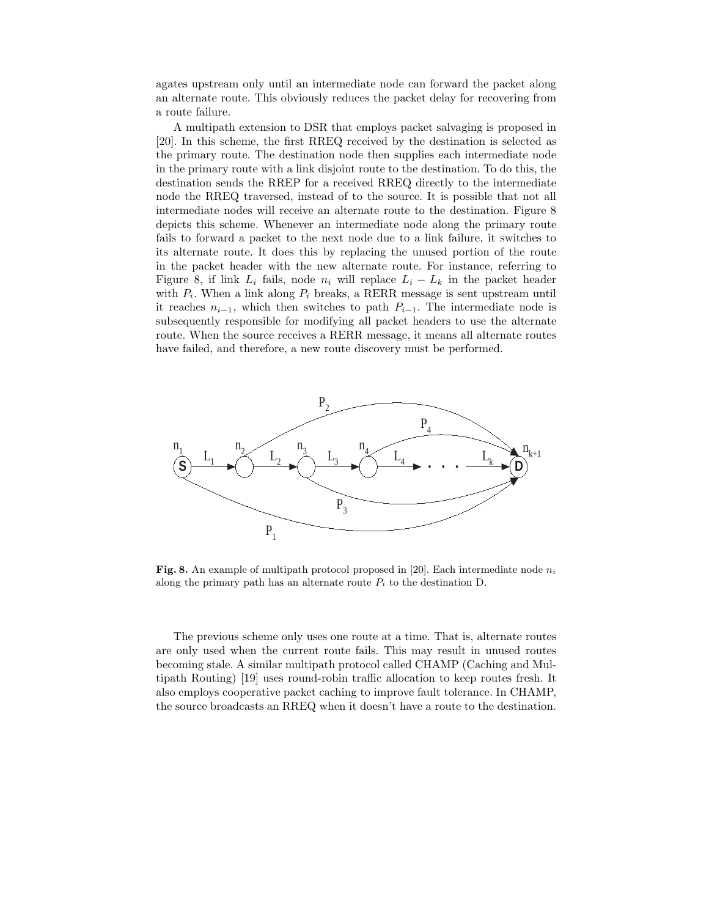agates upstream only until an intermediate node can forward the packet along an alternate route. This obviously reduces the packet delay for recovering from a route failure.

A multipath extension to DSR that employs packet salvaging is proposed in [20]. In this scheme, the first RREQ received by the destination is selected as the primary route. The destination node then supplies each intermediate node in the primary route with a link disjoint route to the destination. To do this, the destination sends the RREP for a received RREQ directly to the intermediate node the RREQ traversed, instead of to the source. It is possible that not all intermediate nodes will receive an alternate route to the destination. Figure 8 depicts this scheme. Whenever an intermediate node along the primary route fails to forward a packet to the next node due to a link failure, it switches to its alternate route. It does this by replacing the unused portion of the route in the packet header with the new alternate route. For instance, referring to Figure 8, if link $L_i$ fails, node $n_i$ will replace $L_i - L_k$ in the packet header with $P_i$. When a link along $P_i$ breaks, a RERR message is sent upstream until it reaches $n_{i-1}$, which then switches to path $P_{i-1}$. The intermediate node is subsequently responsible for modifying all packet headers to use the alternate route. When the source receives a RERR message, it means all alternate routes have failed, and therefore, a new route discovery must be performed.

**Fig. 8.** An example of multipath protocol proposed in [20]. Each intermediate node $n_i$ along the primary path has an alternate route $P_i$ to the destination D.

The previous scheme only uses one route at a time. That is, alternate routes are only used when the current route fails. This may result in unused routes becoming stale. A similar multipath protocol called CHAMP (Caching and Multipath Routing) [19] uses round-robin traffic allocation to keep routes fresh. It also employs cooperative packet caching to improve fault tolerance. In CHAMP, the source broadcasts an RREQ when it doesn't have a route to the destination.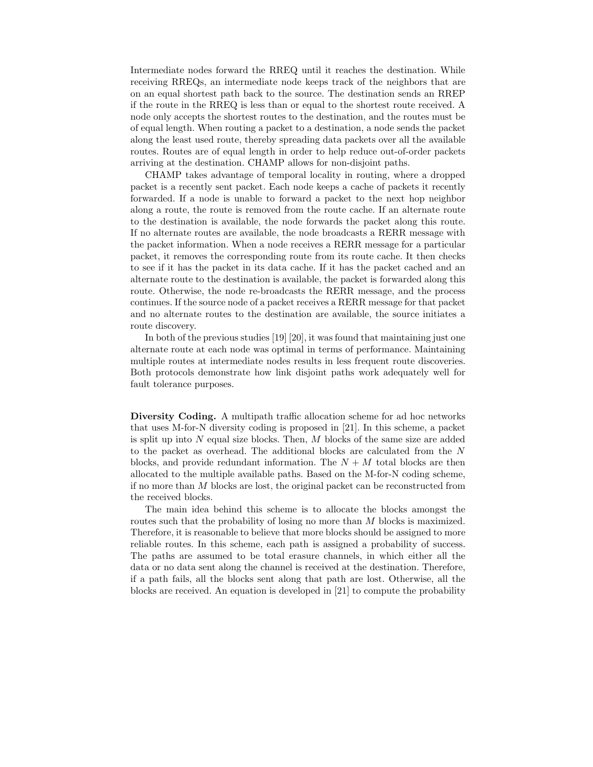Intermediate nodes forward the RREQ until it reaches the destination. While receiving RREQs, an intermediate node keeps track of the neighbors that are on an equal shortest path back to the source. The destination sends an RREP if the route in the RREQ is less than or equal to the shortest route received. A node only accepts the shortest routes to the destination, and the routes must be of equal length. When routing a packet to a destination, a node sends the packet along the least used route, thereby spreading data packets over all the available routes. Routes are of equal length in order to help reduce out-of-order packets arriving at the destination. CHAMP allows for non-disjoint paths.

CHAMP takes advantage of temporal locality in routing, where a dropped packet is a recently sent packet. Each node keeps a cache of packets it recently forwarded. If a node is unable to forward a packet to the next hop neighbor along a route, the route is removed from the route cache. If an alternate route to the destination is available, the node forwards the packet along this route. If no alternate routes are available, the node broadcasts a RERR message with the packet information. When a node receives a RERR message for a particular packet, it removes the corresponding route from its route cache. It then checks to see if it has the packet in its data cache. If it has the packet cached and an alternate route to the destination is available, the packet is forwarded along this route. Otherwise, the node re-broadcasts the RERR message, and the process continues. If the source node of a packet receives a RERR message for that packet and no alternate routes to the destination are available, the source initiates a route discovery.

In both of the previous studies [19] [20], it was found that maintaining just one alternate route at each node was optimal in terms of performance. Maintaining multiple routes at intermediate nodes results in less frequent route discoveries. Both protocols demonstrate how link disjoint paths work adequately well for fault tolerance purposes.

**Diversity Coding.** A multipath traffic allocation scheme for ad hoc networks that uses M-for-N diversity coding is proposed in [21]. In this scheme, a packet is split up into $N$ equal size blocks. Then, $M$ blocks of the same size are added to the packet as overhead. The additional blocks are calculated from the $N$ blocks, and provide redundant information. The $N + M$ total blocks are then allocated to the multiple available paths. Based on the M-for-N coding scheme, if no more than $M$ blocks are lost, the original packet can be reconstructed from the received blocks.

The main idea behind this scheme is to allocate the blocks amongst the routes such that the probability of losing no more than $M$ blocks is maximized. Therefore, it is reasonable to believe that more blocks should be assigned to more reliable routes. In this scheme, each path is assigned a probability of success. The paths are assumed to be total erasure channels, in which either all the data or no data sent along the channel is received at the destination. Therefore, if a path fails, all the blocks sent along that path are lost. Otherwise, all the blocks are received. An equation is developed in [21] to compute the probability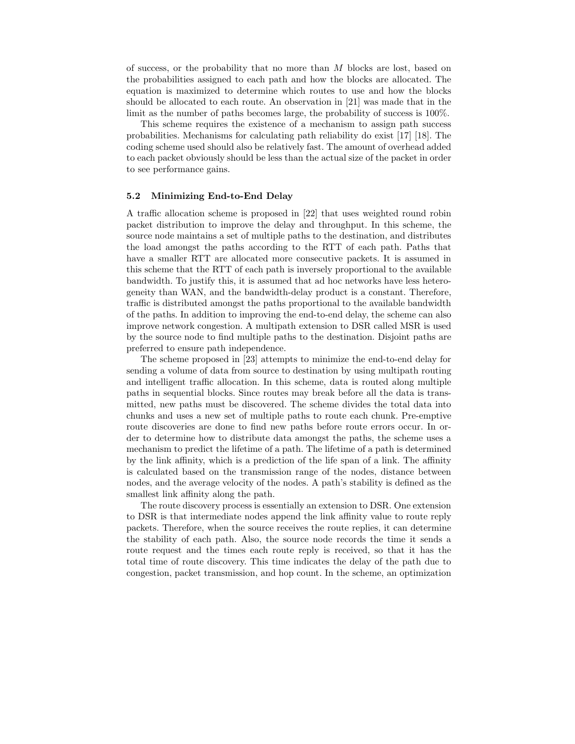of success, or the probability that no more than $M$ blocks are lost, based on the probabilities assigned to each path and how the blocks are allocated. The equation is maximized to determine which routes to use and how the blocks should be allocated to each route. An observation in [21] was made that in the limit as the number of paths becomes large, the probability of success is 100%.

This scheme requires the existence of a mechanism to assign path success probabilities. Mechanisms for calculating path reliability do exist [17] [18]. The coding scheme used should also be relatively fast. The amount of overhead added to each packet obviously should be less than the actual size of the packet in order to see performance gains.

### 5.2 Minimizing End-to-End Delay

A traffic allocation scheme is proposed in [22] that uses weighted round robin packet distribution to improve the delay and throughput. In this scheme, the source node maintains a set of multiple paths to the destination, and distributes the load amongst the paths according to the RTT of each path. Paths that have a smaller RTT are allocated more consecutive packets. It is assumed in this scheme that the RTT of each path is inversely proportional to the available bandwidth. To justify this, it is assumed that ad hoc networks have less heterogeneity than WAN, and the bandwidth-delay product is a constant. Therefore, traffic is distributed amongst the paths proportional to the available bandwidth of the paths. In addition to improving the end-to-end delay, the scheme can also improve network congestion. A multipath extension to DSR called MSR is used by the source node to find multiple paths to the destination. Disjoint paths are preferred to ensure path independence.

The scheme proposed in [23] attempts to minimize the end-to-end delay for sending a volume of data from source to destination by using multipath routing and intelligent traffic allocation. In this scheme, data is routed along multiple paths in sequential blocks. Since routes may break before all the data is transmitted, new paths must be discovered. The scheme divides the total data into chunks and uses a new set of multiple paths to route each chunk. Pre-emptive route discoveries are done to find new paths before route errors occur. In order to determine how to distribute data amongst the paths, the scheme uses a mechanism to predict the lifetime of a path. The lifetime of a path is determined by the link affinity, which is a prediction of the life span of a link. The affinity is calculated based on the transmission range of the nodes, distance between nodes, and the average velocity of the nodes. A path's stability is defined as the smallest link affinity along the path.

The route discovery process is essentially an extension to DSR. One extension to DSR is that intermediate nodes append the link affinity value to route reply packets. Therefore, when the source receives the route replies, it can determine the stability of each path. Also, the source node records the time it sends a route request and the times each route reply is received, so that it has the total time of route discovery. This time indicates the delay of the path due to congestion, packet transmission, and hop count. In the scheme, an optimization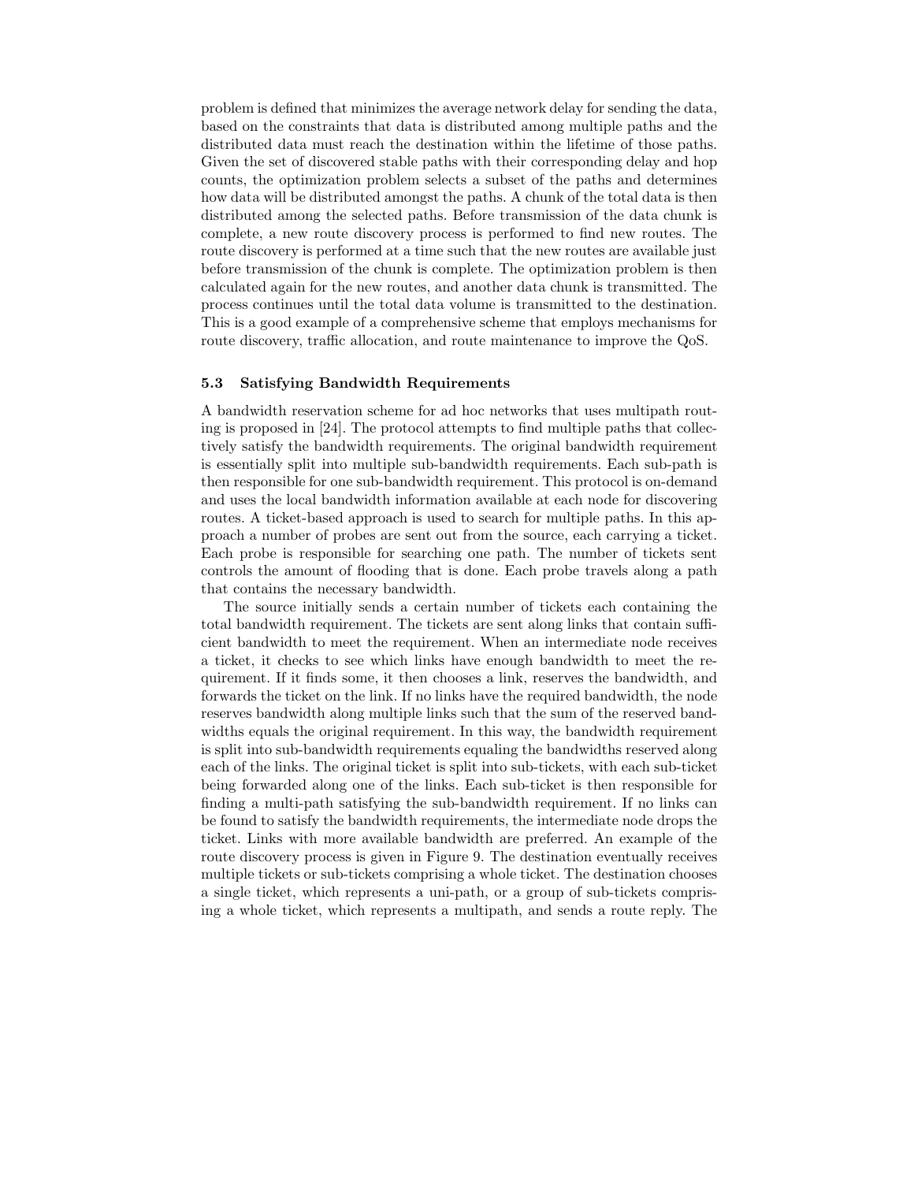problem is defined that minimizes the average network delay for sending the data, based on the constraints that data is distributed among multiple paths and the distributed data must reach the destination within the lifetime of those paths. Given the set of discovered stable paths with their corresponding delay and hop counts, the optimization problem selects a subset of the paths and determines how data will be distributed amongst the paths. A chunk of the total data is then distributed among the selected paths. Before transmission of the data chunk is complete, a new route discovery process is performed to find new routes. The route discovery is performed at a time such that the new routes are available just before transmission of the chunk is complete. The optimization problem is then calculated again for the new routes, and another data chunk is transmitted. The process continues until the total data volume is transmitted to the destination. This is a good example of a comprehensive scheme that employs mechanisms for route discovery, traffic allocation, and route maintenance to improve the QoS.

### 5.3 Satisfying Bandwidth Requirements

A bandwidth reservation scheme for ad hoc networks that uses multipath routing is proposed in [24]. The protocol attempts to find multiple paths that collectively satisfy the bandwidth requirements. The original bandwidth requirement is essentially split into multiple sub-bandwidth requirements. Each sub-path is then responsible for one sub-bandwidth requirement. This protocol is on-demand and uses the local bandwidth information available at each node for discovering routes. A ticket-based approach is used to search for multiple paths. In this approach a number of probes are sent out from the source, each carrying a ticket. Each probe is responsible for searching one path. The number of tickets sent controls the amount of flooding that is done. Each probe travels along a path that contains the necessary bandwidth.

The source initially sends a certain number of tickets each containing the total bandwidth requirement. The tickets are sent along links that contain sufficient bandwidth to meet the requirement. When an intermediate node receives a ticket, it checks to see which links have enough bandwidth to meet the requirement. If it finds some, it then chooses a link, reserves the bandwidth, and forwards the ticket on the link. If no links have the required bandwidth, the node reserves bandwidth along multiple links such that the sum of the reserved bandwidths equals the original requirement. In this way, the bandwidth requirement is split into sub-bandwidth requirements equaling the bandwidths reserved along each of the links. The original ticket is split into sub-tickets, with each sub-ticket being forwarded along one of the links. Each sub-ticket is then responsible for finding a multi-path satisfying the sub-bandwidth requirement. If no links can be found to satisfy the bandwidth requirements, the intermediate node drops the ticket. Links with more available bandwidth are preferred. An example of the route discovery process is given in Figure 9. The destination eventually receives multiple tickets or sub-tickets comprising a whole ticket. The destination chooses a single ticket, which represents a uni-path, or a group of sub-tickets comprising a whole ticket, which represents a multipath, and sends a route reply. The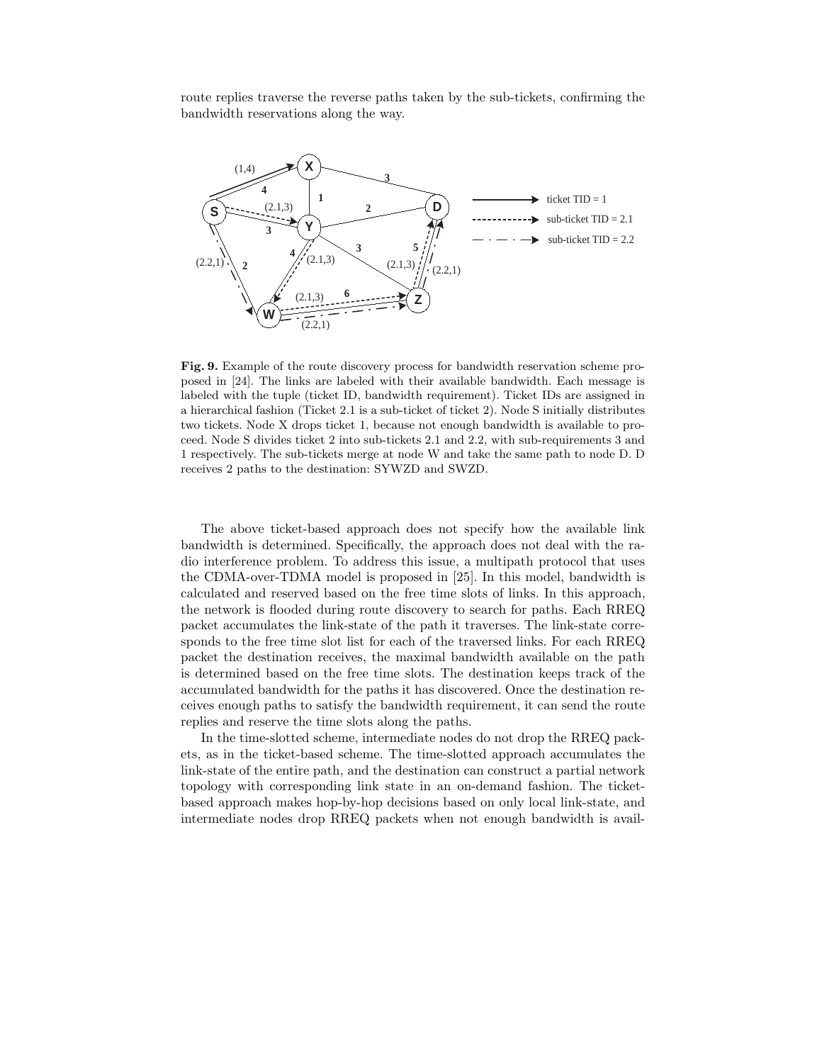route replies traverse the reverse paths taken by the sub-tickets, confirming the bandwidth reservations along the way.

**Fig. 9.** Example of the route discovery process for bandwidth reservation scheme proposed in [24]. The links are labeled with their available bandwidth. Each message is labeled with the tuple (ticket ID, bandwidth requirement). Ticket IDs are assigned in a hierarchical fashion (Ticket 2.1 is a sub-ticket of ticket 2). Node S initially distributes two tickets. Node X drops ticket 1, because not enough bandwidth is available to proceed. Node S divides ticket 2 into sub-tickets 2.1 and 2.2, with sub-requirements 3 and 1 respectively. The sub-tickets merge at node W and take the same path to node D. D receives 2 paths to the destination: SYWZD and SWZD.

The above ticket-based approach does not specify how the available link bandwidth is determined. Specifically, the approach does not deal with the radio interference problem. To address this issue, a multipath protocol that uses the CDMA-over-TDMA model is proposed in [25]. In this model, bandwidth is calculated and reserved based on the free time slots of links. In this approach, the network is flooded during route discovery to search for paths. Each RREQ packet accumulates the link-state of the path it traverses. The link-state corresponds to the free time slot list for each of the traversed links. For each RREQ packet the destination receives, the maximal bandwidth available on the path is determined based on the free time slots. The destination keeps track of the accumulated bandwidth for the paths it has discovered. Once the destination receives enough paths to satisfy the bandwidth requirement, it can send the route replies and reserve the time slots along the paths.

In the time-slotted scheme, intermediate nodes do not drop the RREQ packets, as in the ticket-based scheme. The time-slotted approach accumulates the link-state of the entire path, and the destination can construct a partial network topology with corresponding link state in an on-demand fashion. The ticket-based approach makes hop-by-hop decisions based on only local link-state, and intermediate nodes drop RREQ packets when not enough bandwidth is avail-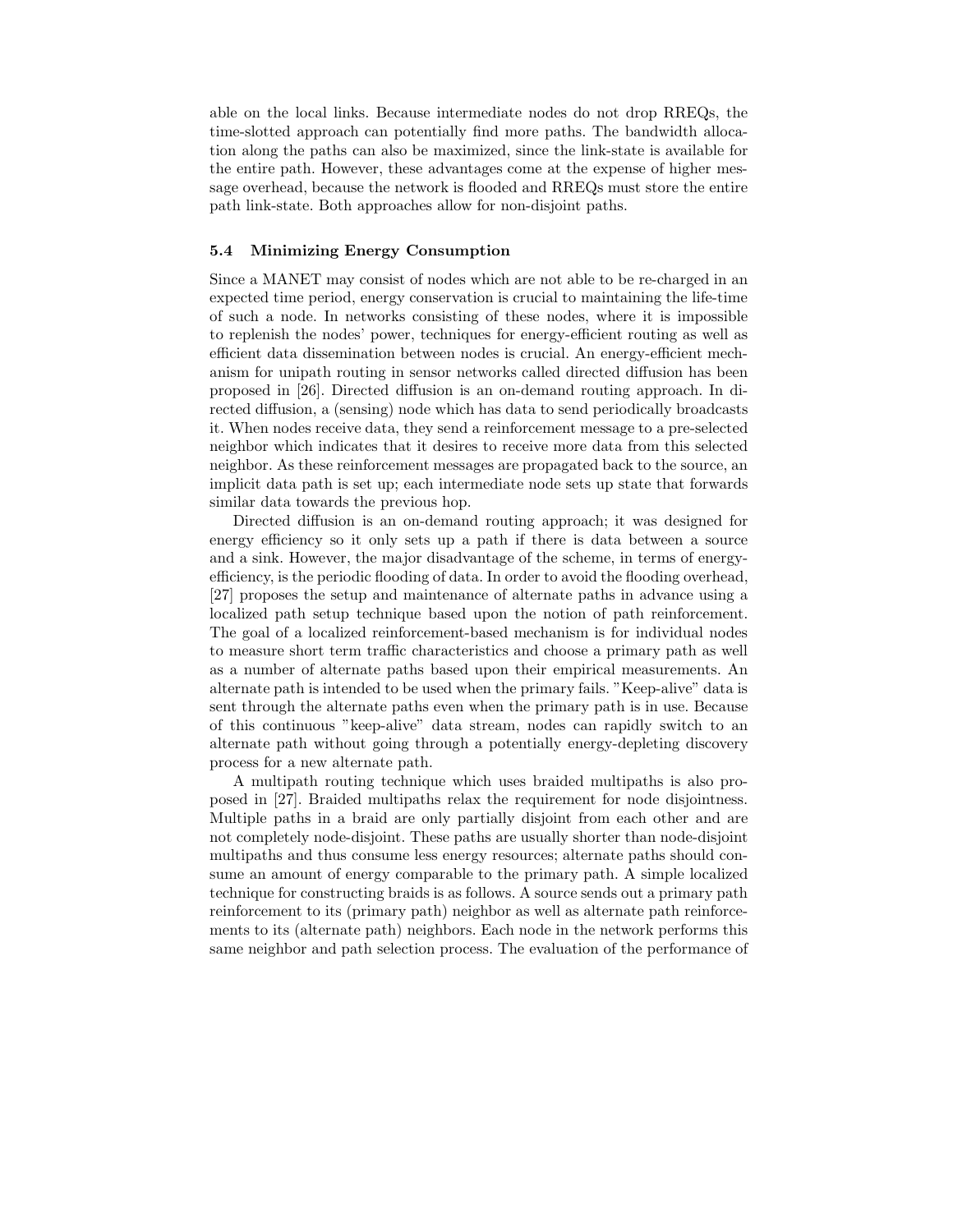able on the local links. Because intermediate nodes do not drop RREQs, the time-slotted approach can potentially find more paths. The bandwidth allocation along the paths can also be maximized, since the link-state is available for the entire path. However, these advantages come at the expense of higher message overhead, because the network is flooded and RREQs must store the entire path link-state. Both approaches allow for non-disjoint paths.

### 5.4 Minimizing Energy Consumption

Since a MANET may consist of nodes which are not able to be re-charged in an expected time period, energy conservation is crucial to maintaining the life-time of such a node. In networks consisting of these nodes, where it is impossible to replenish the nodes' power, techniques for energy-efficient routing as well as efficient data dissemination between nodes is crucial. An energy-efficient mechanism for unipath routing in sensor networks called directed diffusion has been proposed in [26]. Directed diffusion is an on-demand routing approach. In directed diffusion, a (sensing) node which has data to send periodically broadcasts it. When nodes receive data, they send a reinforcement message to a pre-selected neighbor which indicates that it desires to receive more data from this selected neighbor. As these reinforcement messages are propagated back to the source, an implicit data path is set up; each intermediate node sets up state that forwards similar data towards the previous hop.

Directed diffusion is an on-demand routing approach; it was designed for energy efficiency so it only sets up a path if there is data between a source and a sink. However, the major disadvantage of the scheme, in terms of energy-efficiency, is the periodic flooding of data. In order to avoid the flooding overhead, [27] proposes the setup and maintenance of alternate paths in advance using a localized path setup technique based upon the notion of path reinforcement. The goal of a localized reinforcement-based mechanism is for individual nodes to measure short term traffic characteristics and choose a primary path as well as a number of alternate paths based upon their empirical measurements. An alternate path is intended to be used when the primary fails. "Keep-alive" data is sent through the alternate paths even when the primary path is in use. Because of this continuous "keep-alive" data stream, nodes can rapidly switch to an alternate path without going through a potentially energy-depleting discovery process for a new alternate path.

A multipath routing technique which uses braided multipaths is also proposed in [27]. Braided multipaths relax the requirement for node disjointness. Multiple paths in a braid are only partially disjoint from each other and are not completely node-disjoint. These paths are usually shorter than node-disjoint multipaths and thus consume less energy resources; alternate paths should consume an amount of energy comparable to the primary path. A simple localized technique for constructing braids is as follows. A source sends out a primary path reinforcement to its (primary path) neighbor as well as alternate path reinforcements to its (alternate path) neighbors. Each node in the network performs this same neighbor and path selection process. The evaluation of the performance of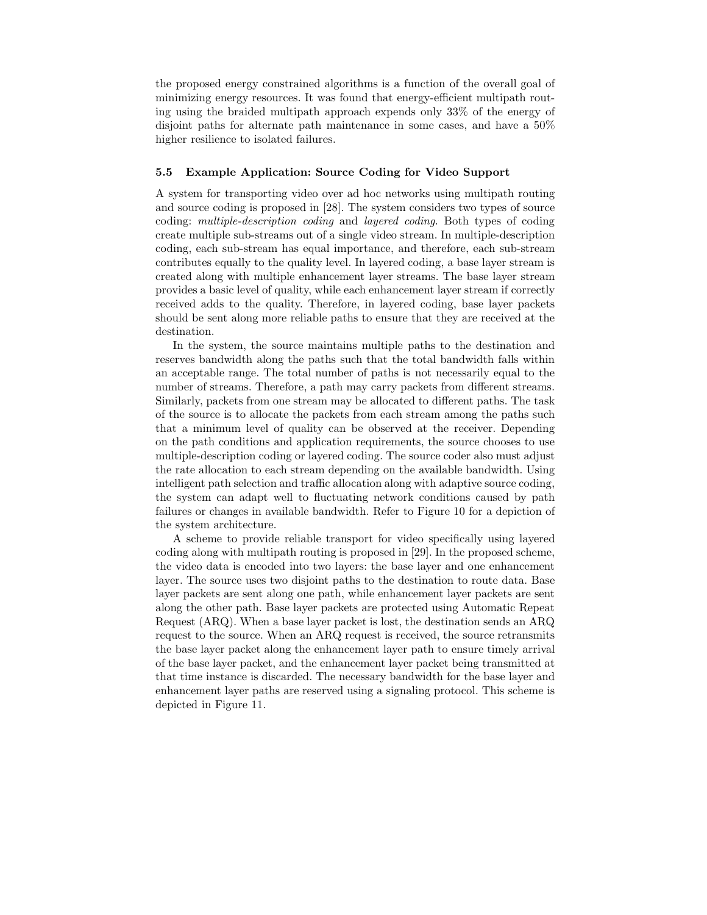the proposed energy constrained algorithms is a function of the overall goal of minimizing energy resources. It was found that energy-efficient multipath routing using the braided multipath approach expends only 33% of the energy of disjoint paths for alternate path maintenance in some cases, and have a 50% higher resilience to isolated failures.

### 5.5 Example Application: Source Coding for Video Support

A system for transporting video over ad hoc networks using multipath routing and source coding is proposed in [28]. The system considers two types of source coding: *multiple-description coding* and *layered coding*. Both types of coding create multiple sub-streams out of a single video stream. In multiple-description coding, each sub-stream has equal importance, and therefore, each sub-stream contributes equally to the quality level. In layered coding, a base layer stream is created along with multiple enhancement layer streams. The base layer stream provides a basic level of quality, while each enhancement layer stream if correctly received adds to the quality. Therefore, in layered coding, base layer packets should be sent along more reliable paths to ensure that they are received at the destination.

In the system, the source maintains multiple paths to the destination and reserves bandwidth along the paths such that the total bandwidth falls within an acceptable range. The total number of paths is not necessarily equal to the number of streams. Therefore, a path may carry packets from different streams. Similarly, packets from one stream may be allocated to different paths. The task of the source is to allocate the packets from each stream among the paths such that a minimum level of quality can be observed at the receiver. Depending on the path conditions and application requirements, the source chooses to use multiple-description coding or layered coding. The source coder also must adjust the rate allocation to each stream depending on the available bandwidth. Using intelligent path selection and traffic allocation along with adaptive source coding, the system can adapt well to fluctuating network conditions caused by path failures or changes in available bandwidth. Refer to Figure 10 for a depiction of the system architecture.

A scheme to provide reliable transport for video specifically using layered coding along with multipath routing is proposed in [29]. In the proposed scheme, the video data is encoded into two layers: the base layer and one enhancement layer. The source uses two disjoint paths to the destination to route data. Base layer packets are sent along one path, while enhancement layer packets are sent along the other path. Base layer packets are protected using Automatic Repeat Request (ARQ). When a base layer packet is lost, the destination sends an ARQ request to the source. When an ARQ request is received, the source retransmits the base layer packet along the enhancement layer path to ensure timely arrival of the base layer packet, and the enhancement layer packet being transmitted at that time instance is discarded. The necessary bandwidth for the base layer and enhancement layer paths are reserved using a signaling protocol. This scheme is depicted in Figure 11.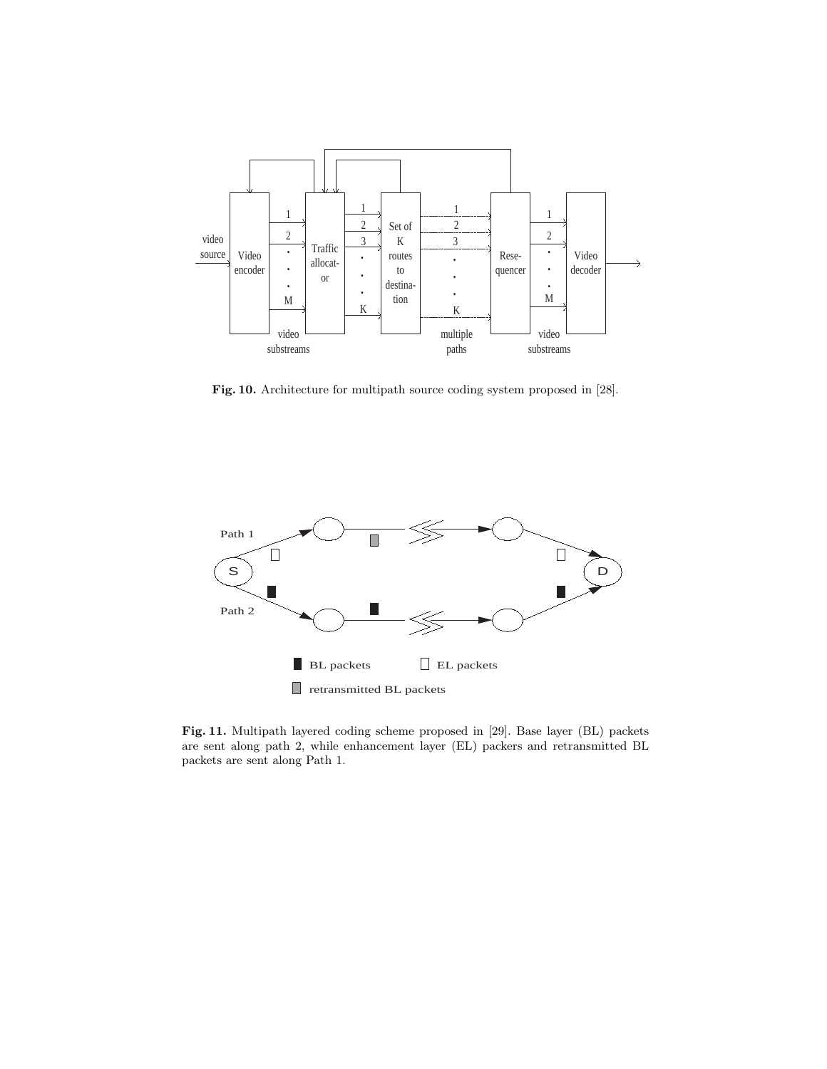**Fig. 10.** Architecture for multipath source coding system proposed in [28].

**Fig. 11.** Multipath layered coding scheme proposed in [29]. Base layer (BL) packets are sent along path 2, while enhancement layer (EL) packers and retransmitted BL packets are sent along Path 1.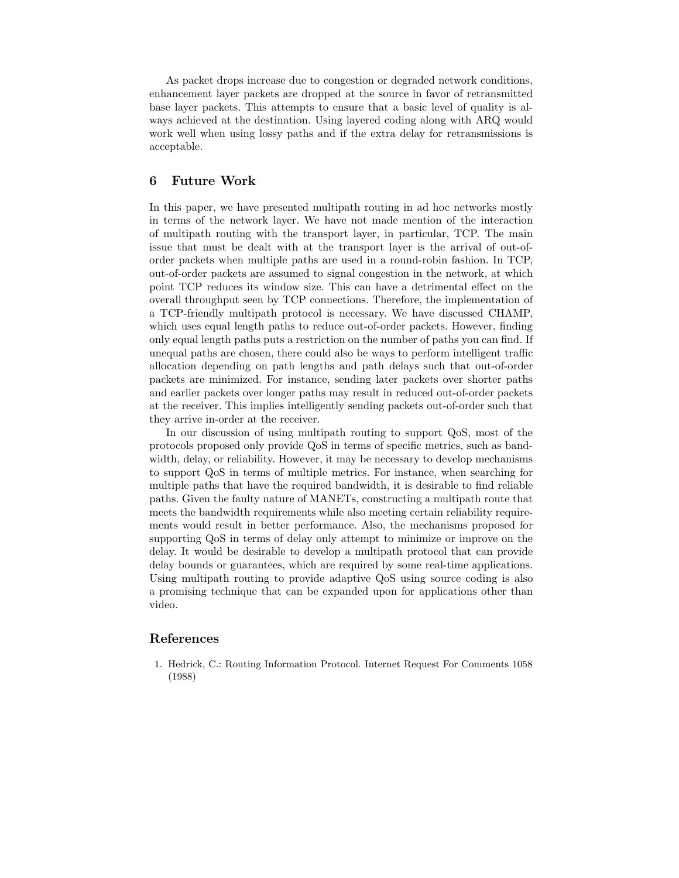As packet drops increase due to congestion or degraded network conditions, enhancement layer packets are dropped at the source in favor of retransmitted base layer packets. This attempts to ensure that a basic level of quality is always achieved at the destination. Using layered coding along with ARQ would work well when using lossy paths and if the extra delay for retransmissions is acceptable.

## 6 Future Work

In this paper, we have presented multipath routing in ad hoc networks mostly in terms of the network layer. We have not made mention of the interaction of multipath routing with the transport layer, in particular, TCP. The main issue that must be dealt with at the transport layer is the arrival of out-of-order packets when multiple paths are used in a round-robin fashion. In TCP, out-of-order packets are assumed to signal congestion in the network, at which point TCP reduces its window size. This can have a detrimental effect on the overall throughput seen by TCP connections. Therefore, the implementation of a TCP-friendly multipath protocol is necessary. We have discussed CHAMP, which uses equal length paths to reduce out-of-order packets. However, finding only equal length paths puts a restriction on the number of paths you can find. If unequal paths are chosen, there could also be ways to perform intelligent traffic allocation depending on path lengths and path delays such that out-of-order packets are minimized. For instance, sending later packets over shorter paths and earlier packets over longer paths may result in reduced out-of-order packets at the receiver. This implies intelligently sending packets out-of-order such that they arrive in-order at the receiver.

In our discussion of using multipath routing to support QoS, most of the protocols proposed only provide QoS in terms of specific metrics, such as bandwidth, delay, or reliability. However, it may be necessary to develop mechanisms to support QoS in terms of multiple metrics. For instance, when searching for multiple paths that have the required bandwidth, it is desirable to find reliable paths. Given the faulty nature of MANETs, constructing a multipath route that meets the bandwidth requirements while also meeting certain reliability requirements would result in better performance. Also, the mechanisms proposed for supporting QoS in terms of delay only attempt to minimize or improve on the delay. It would be desirable to develop a multipath protocol that can provide delay bounds or guarantees, which are required by some real-time applications. Using multipath routing to provide adaptive QoS using source coding is also a promising technique that can be expanded upon for applications other than video.

## References

1. Hedrick, C.: Routing Information Protocol. Internet Request For Comments 1058 (1988)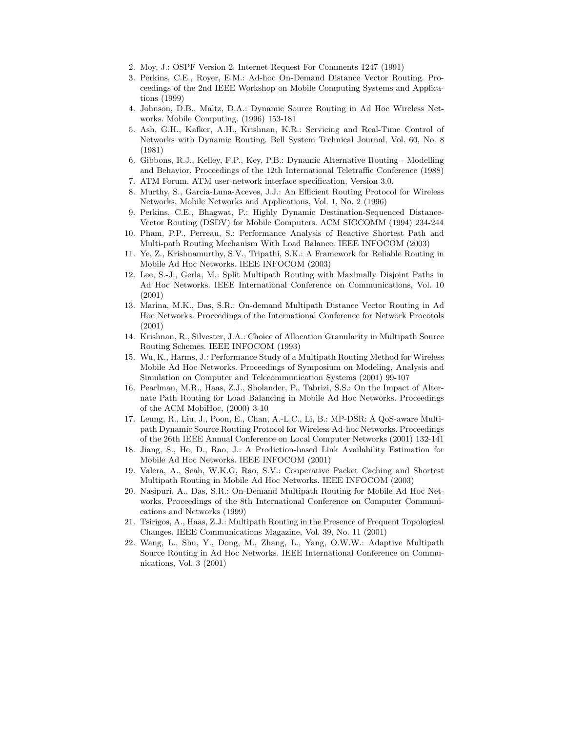2. Moy, J.: OSPF Version 2. Internet Request For Comments 1247 (1991)
3. Perkins, C.E., Royer, E.M.: Ad-hoc On-Demand Distance Vector Routing. Proceedings of the 2nd IEEE Workshop on Mobile Computing Systems and Applications (1999)
4. Johnson, D.B., Maltz, D.A.: Dynamic Source Routing in Ad Hoc Wireless Networks. Mobile Computing. (1996) 153-181
5. Ash, G.H., Kafker, A.H., Krishnan, K.R.: Servicing and Real-Time Control of Networks with Dynamic Routing. Bell System Technical Journal, Vol. 60, No. 8 (1981)
6. Gibbons, R.J., Kelley, F.P., Key, P.B.: Dynamic Alternative Routing - Modelling and Behavior. Proceedings of the 12th International Teletraffic Conference (1988)
7. ATM Forum. ATM user-network interface specification, Version 3.0.
8. Murthy, S., Garcia-Luna-Aceves, J.J.: An Efficient Routing Protocol for Wireless Networks, Mobile Networks and Applications, Vol. 1, No. 2 (1996)
9. Perkins, C.E., Bhagwat, P.: Highly Dynamic Destination-Sequenced Distance-Vector Routing (DSDV) for Mobile Computers. ACM SIGCOMM (1994) 234-244
10. Pham, P.P., Perreau, S.: Performance Analysis of Reactive Shortest Path and Multi-path Routing Mechanism With Load Balance. IEEE INFOCOM (2003)
11. Ye, Z., Krishnamurthy, S.V., Tripathi, S.K.: A Framework for Reliable Routing in Mobile Ad Hoc Networks. IEEE INFOCOM (2003)
12. Lee, S.-J., Gerla, M.: Split Multipath Routing with Maximally Disjoint Paths in Ad Hoc Networks. IEEE International Conference on Communications, Vol. 10 (2001)
13. Marina, M.K., Das, S.R.: On-demand Multipath Distance Vector Routing in Ad Hoc Networks. Proceedings of the International Conference for Network Procotols (2001)
14. Krishnan, R., Silvester, J.A.: Choice of Allocation Granularity in Multipath Source Routing Schemes. IEEE INFOCOM (1993)
15. Wu, K., Harms, J.: Performance Study of a Multipath Routing Method for Wireless Mobile Ad Hoc Networks. Proceedings of Symposium on Modeling, Analysis and Simulation on Computer and Telecommunication Systems (2001) 99-107
16. Pearlman, M.R., Haas, Z.J., Sholander, P., Tabrizi, S.S.: On the Impact of Alternate Path Routing for Load Balancing in Mobile Ad Hoc Networks. Proceedings of the ACM MobiHoc, (2000) 3-10
17. Leung, R., Liu, J., Poon, E., Chan, A.-L.C., Li, B.: MP-DSR: A QoS-aware Multipath Dynamic Source Routing Protocol for Wireless Ad-hoc Networks. Proceedings of the 26th IEEE Annual Conference on Local Computer Networks (2001) 132-141
18. Jiang, S., He, D., Rao, J.: A Prediction-based Link Availability Estimation for Mobile Ad Hoc Networks. IEEE INFOCOM (2001)
19. Valera, A., Seah, W.K.G, Rao, S.V.: Cooperative Packet Caching and Shortest Multipath Routing in Mobile Ad Hoc Networks. IEEE INFOCOM (2003)
20. Nasipuri, A., Das, S.R.: On-Demand Multipath Routing for Mobile Ad Hoc Networks. Proceedings of the 8th International Conference on Computer Communications and Networks (1999)
21. Tsirigos, A., Haas, Z.J.: Multipath Routing in the Presence of Frequent Topological Changes. IEEE Communications Magazine, Vol. 39, No. 11 (2001)
22. Wang, L., Shu, Y., Dong, M., Zhang, L., Yang, O.W.W.: Adaptive Multipath Source Routing in Ad Hoc Networks. IEEE International Conference on Communications, Vol. 3 (2001)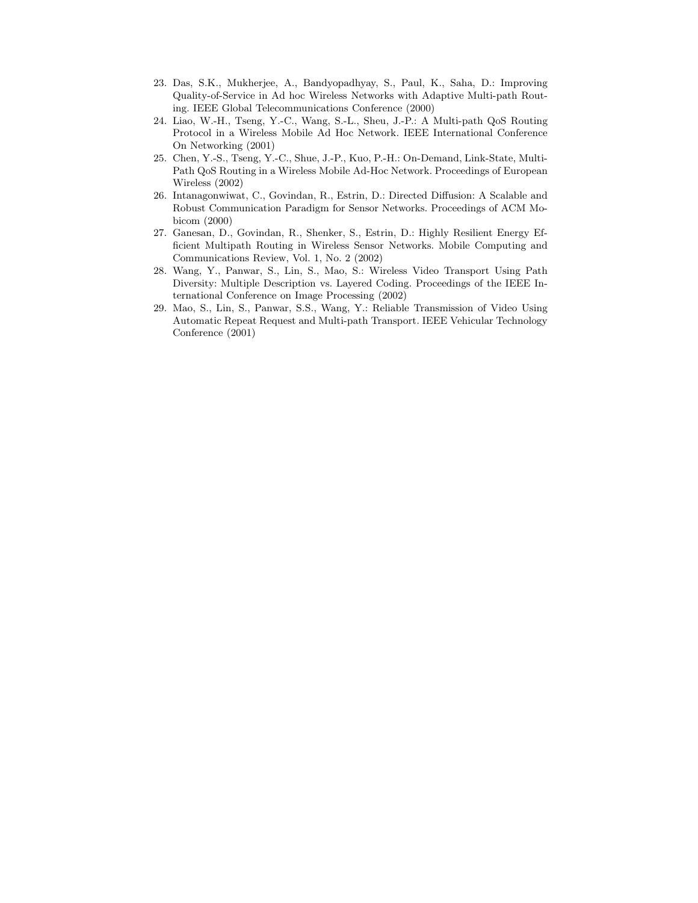23. Das, S.K., Mukherjee, A., Bandyopadhyay, S., Paul, K., Saha, D.: Improving Quality-of-Service in Ad hoc Wireless Networks with Adaptive Multi-path Routing. IEEE Global Telecommunications Conference (2000)
24. Liao, W.-H., Tseng, Y.-C., Wang, S.-L., Sheu, J.-P.: A Multi-path QoS Routing Protocol in a Wireless Mobile Ad Hoc Network. IEEE International Conference On Networking (2001)
25. Chen, Y.-S., Tseng, Y.-C., Shue, J.-P., Kuo, P.-H.: On-Demand, Link-State, Multi-Path QoS Routing in a Wireless Mobile Ad-Hoc Network. Proceedings of European Wireless (2002)
26. Intanagonwiwat, C., Govindan, R., Estrin, D.: Directed Diffusion: A Scalable and Robust Communication Paradigm for Sensor Networks. Proceedings of ACM Mobicom (2000)
27. Ganesan, D., Govindan, R., Shenker, S., Estrin, D.: Highly Resilient Energy Efficient Multipath Routing in Wireless Sensor Networks. Mobile Computing and Communications Review, Vol. 1, No. 2 (2002)
28. Wang, Y., Panwar, S., Lin, S., Mao, S.: Wireless Video Transport Using Path Diversity: Multiple Description vs. Layered Coding. Proceedings of the IEEE International Conference on Image Processing (2002)
29. Mao, S., Lin, S., Panwar, S.S., Wang, Y.: Reliable Transmission of Video Using Automatic Repeat Request and Multi-path Transport. IEEE Vehicular Technology Conference (2001)